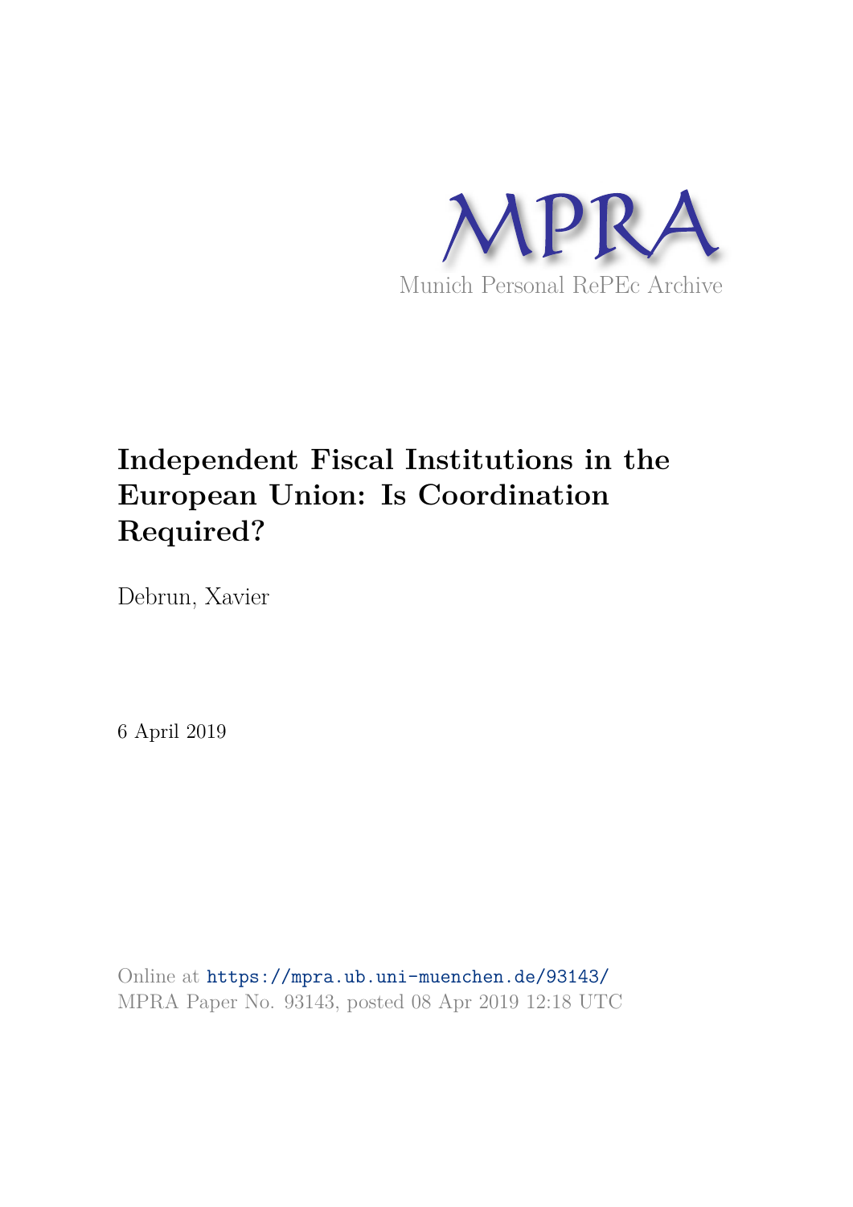MPRA

Munich Personal RePEc Archive

# Independent Fiscal Institutions in the European Union: Is Coordination Required?

Debrun, Xavier

6 April 2019

Online at https://mpra.ub.uni-muenchen.de/93143/
MPRA Paper No. 93143, posted 08 Apr 2019 12:18 UTC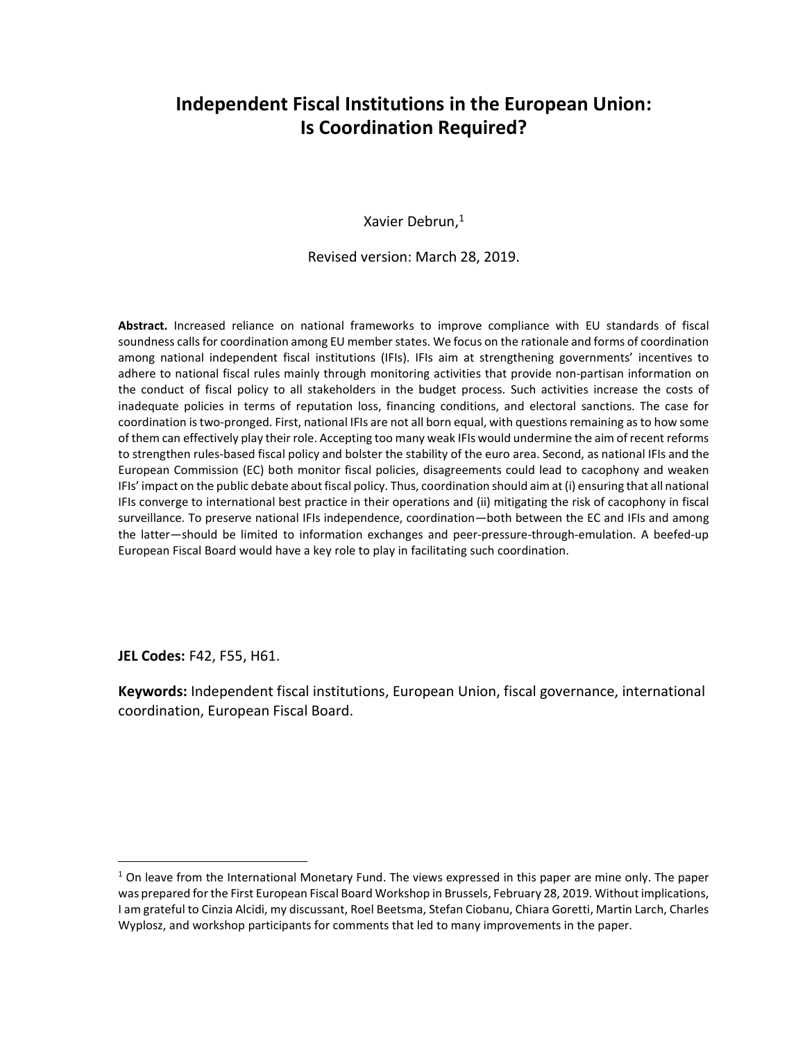# Independent Fiscal Institutions in the European Union: Is Coordination Required?

Xavier Debrun,[1]

Revised version: March 28, 2019.

**Abstract.** Increased reliance on national frameworks to improve compliance with EU standards of fiscal soundness calls for coordination among EU member states. We focus on the rationale and forms of coordination among national independent fiscal institutions (IFIs). IFIs aim at strengthening governments' incentives to adhere to national fiscal rules mainly through monitoring activities that provide non-partisan information on the conduct of fiscal policy to all stakeholders in the budget process. Such activities increase the costs of inadequate policies in terms of reputation loss, financing conditions, and electoral sanctions. The case for coordination is two-pronged. First, national IFIs are not all born equal, with questions remaining as to how some of them can effectively play their role. Accepting too many weak IFIs would undermine the aim of recent reforms to strengthen rules-based fiscal policy and bolster the stability of the euro area. Second, as national IFIs and the European Commission (EC) both monitor fiscal policies, disagreements could lead to cacophony and weaken IFIs' impact on the public debate about fiscal policy. Thus, coordination should aim at (i) ensuring that all national IFIs converge to international best practice in their operations and (ii) mitigating the risk of cacophony in fiscal surveillance. To preserve national IFIs independence, coordination—both between the EC and IFIs and among the latter—should be limited to information exchanges and peer-pressure-through-emulation. A beefed-up European Fiscal Board would have a key role to play in facilitating such coordination.

**JEL Codes:** F42, F55, H61.

**Keywords:** Independent fiscal institutions, European Union, fiscal governance, international coordination, European Fiscal Board.

---

[1] On leave from the International Monetary Fund. The views expressed in this paper are mine only. The paper was prepared for the First European Fiscal Board Workshop in Brussels, February 28, 2019. Without implications, I am grateful to Cinzia Alcidi, my discussant, Roel Beetsma, Stefan Ciobanu, Chiara Goretti, Martin Larch, Charles Wyplosz, and workshop participants for comments that led to many improvements in the paper.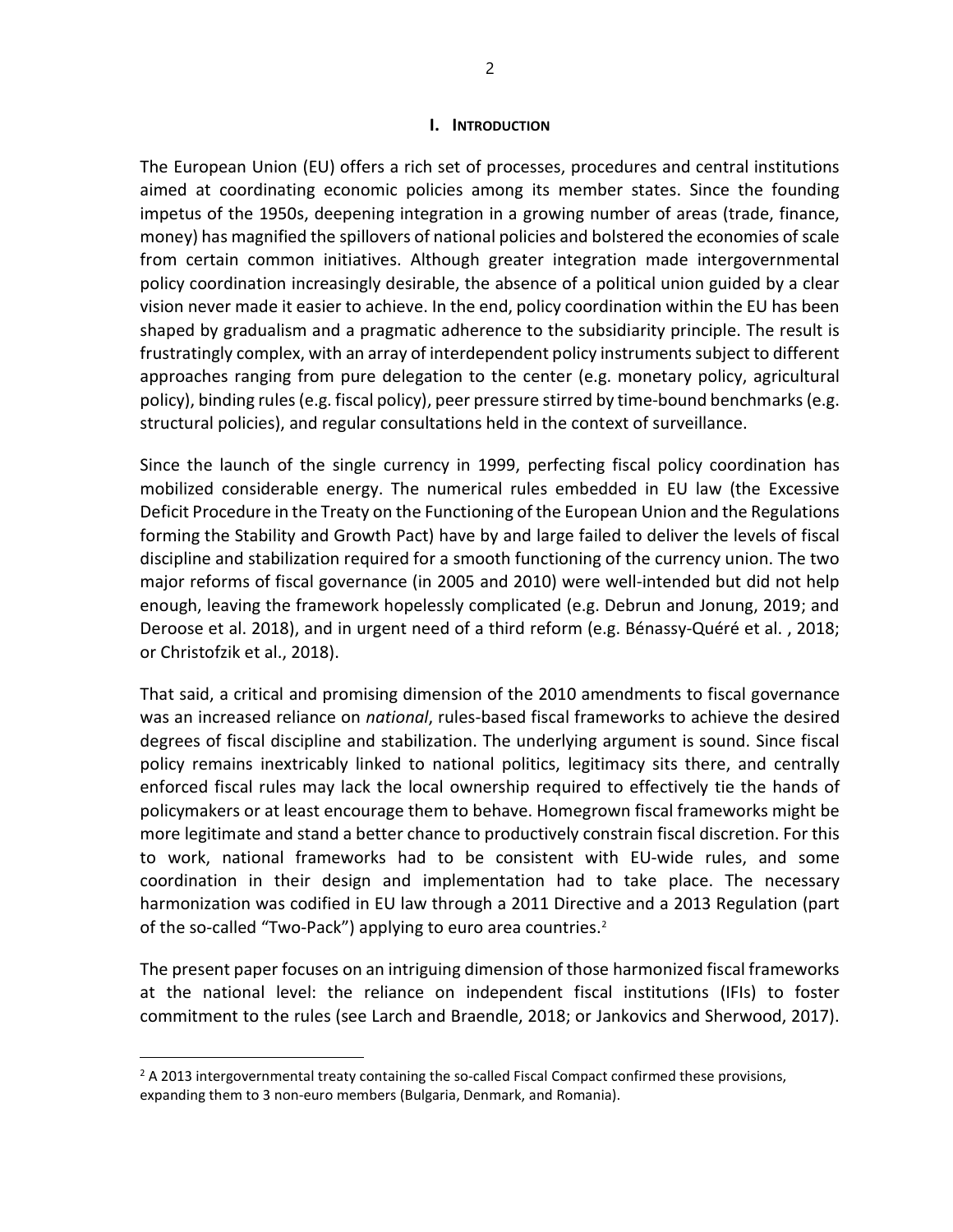## I. INTRODUCTION

The European Union (EU) offers a rich set of processes, procedures and central institutions aimed at coordinating economic policies among its member states. Since the founding impetus of the 1950s, deepening integration in a growing number of areas (trade, finance, money) has magnified the spillovers of national policies and bolstered the economies of scale from certain common initiatives. Although greater integration made intergovernmental policy coordination increasingly desirable, the absence of a political union guided by a clear vision never made it easier to achieve. In the end, policy coordination within the EU has been shaped by gradualism and a pragmatic adherence to the subsidiarity principle. The result is frustratingly complex, with an array of interdependent policy instruments subject to different approaches ranging from pure delegation to the center (e.g. monetary policy, agricultural policy), binding rules (e.g. fiscal policy), peer pressure stirred by time-bound benchmarks (e.g. structural policies), and regular consultations held in the context of surveillance.

Since the launch of the single currency in 1999, perfecting fiscal policy coordination has mobilized considerable energy. The numerical rules embedded in EU law (the Excessive Deficit Procedure in the Treaty on the Functioning of the European Union and the Regulations forming the Stability and Growth Pact) have by and large failed to deliver the levels of fiscal discipline and stabilization required for a smooth functioning of the currency union. The two major reforms of fiscal governance (in 2005 and 2010) were well-intended but did not help enough, leaving the framework hopelessly complicated (e.g. Debrun and Jonung, 2019; and Deroose et al. 2018), and in urgent need of a third reform (e.g. Bénassy-Quéré et al. , 2018; or Christofzik et al., 2018).

That said, a critical and promising dimension of the 2010 amendments to fiscal governance was an increased reliance on *national*, rules-based fiscal frameworks to achieve the desired degrees of fiscal discipline and stabilization. The underlying argument is sound. Since fiscal policy remains inextricably linked to national politics, legitimacy sits there, and centrally enforced fiscal rules may lack the local ownership required to effectively tie the hands of policymakers or at least encourage them to behave. Homegrown fiscal frameworks might be more legitimate and stand a better chance to productively constrain fiscal discretion. For this to work, national frameworks had to be consistent with EU-wide rules, and some coordination in their design and implementation had to take place. The necessary harmonization was codified in EU law through a 2011 Directive and a 2013 Regulation (part of the so-called "Two-Pack") applying to euro area countries.[2]

The present paper focuses on an intriguing dimension of those harmonized fiscal frameworks at the national level: the reliance on independent fiscal institutions (IFIs) to foster commitment to the rules (see Larch and Braendle, 2018; or Jankovics and Sherwood, 2017).

[2] A 2013 intergovernmental treaty containing the so-called Fiscal Compact confirmed these provisions, expanding them to 3 non-euro members (Bulgaria, Denmark, and Romania).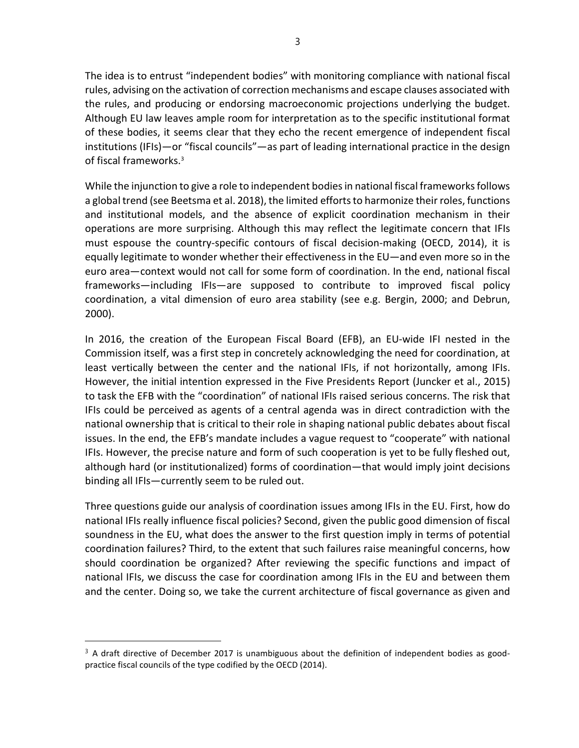The idea is to entrust "independent bodies" with monitoring compliance with national fiscal rules, advising on the activation of correction mechanisms and escape clauses associated with the rules, and producing or endorsing macroeconomic projections underlying the budget. Although EU law leaves ample room for interpretation as to the specific institutional format of these bodies, it seems clear that they echo the recent emergence of independent fiscal institutions (IFIs)—or "fiscal councils"—as part of leading international practice in the design of fiscal frameworks.[3]

While the injunction to give a role to independent bodies in national fiscal frameworks follows a global trend (see Beetsma et al. 2018), the limited efforts to harmonize their roles, functions and institutional models, and the absence of explicit coordination mechanism in their operations are more surprising. Although this may reflect the legitimate concern that IFIs must espouse the country-specific contours of fiscal decision-making (OECD, 2014), it is equally legitimate to wonder whether their effectiveness in the EU—and even more so in the euro area—context would not call for some form of coordination. In the end, national fiscal frameworks—including IFIs—are supposed to contribute to improved fiscal policy coordination, a vital dimension of euro area stability (see e.g. Bergin, 2000; and Debrun, 2000).

In 2016, the creation of the European Fiscal Board (EFB), an EU-wide IFI nested in the Commission itself, was a first step in concretely acknowledging the need for coordination, at least vertically between the center and the national IFIs, if not horizontally, among IFIs. However, the initial intention expressed in the Five Presidents Report (Juncker et al., 2015) to task the EFB with the "coordination" of national IFIs raised serious concerns. The risk that IFIs could be perceived as agents of a central agenda was in direct contradiction with the national ownership that is critical to their role in shaping national public debates about fiscal issues. In the end, the EFB's mandate includes a vague request to "cooperate" with national IFIs. However, the precise nature and form of such cooperation is yet to be fully fleshed out, although hard (or institutionalized) forms of coordination—that would imply joint decisions binding all IFIs—currently seem to be ruled out.

Three questions guide our analysis of coordination issues among IFIs in the EU. First, how do national IFIs really influence fiscal policies? Second, given the public good dimension of fiscal soundness in the EU, what does the answer to the first question imply in terms of potential coordination failures? Third, to the extent that such failures raise meaningful concerns, how should coordination be organized? After reviewing the specific functions and impact of national IFIs, we discuss the case for coordination among IFIs in the EU and between them and the center. Doing so, we take the current architecture of fiscal governance as given and

[3] A draft directive of December 2017 is unambiguous about the definition of independent bodies as good-practice fiscal councils of the type codified by the OECD (2014).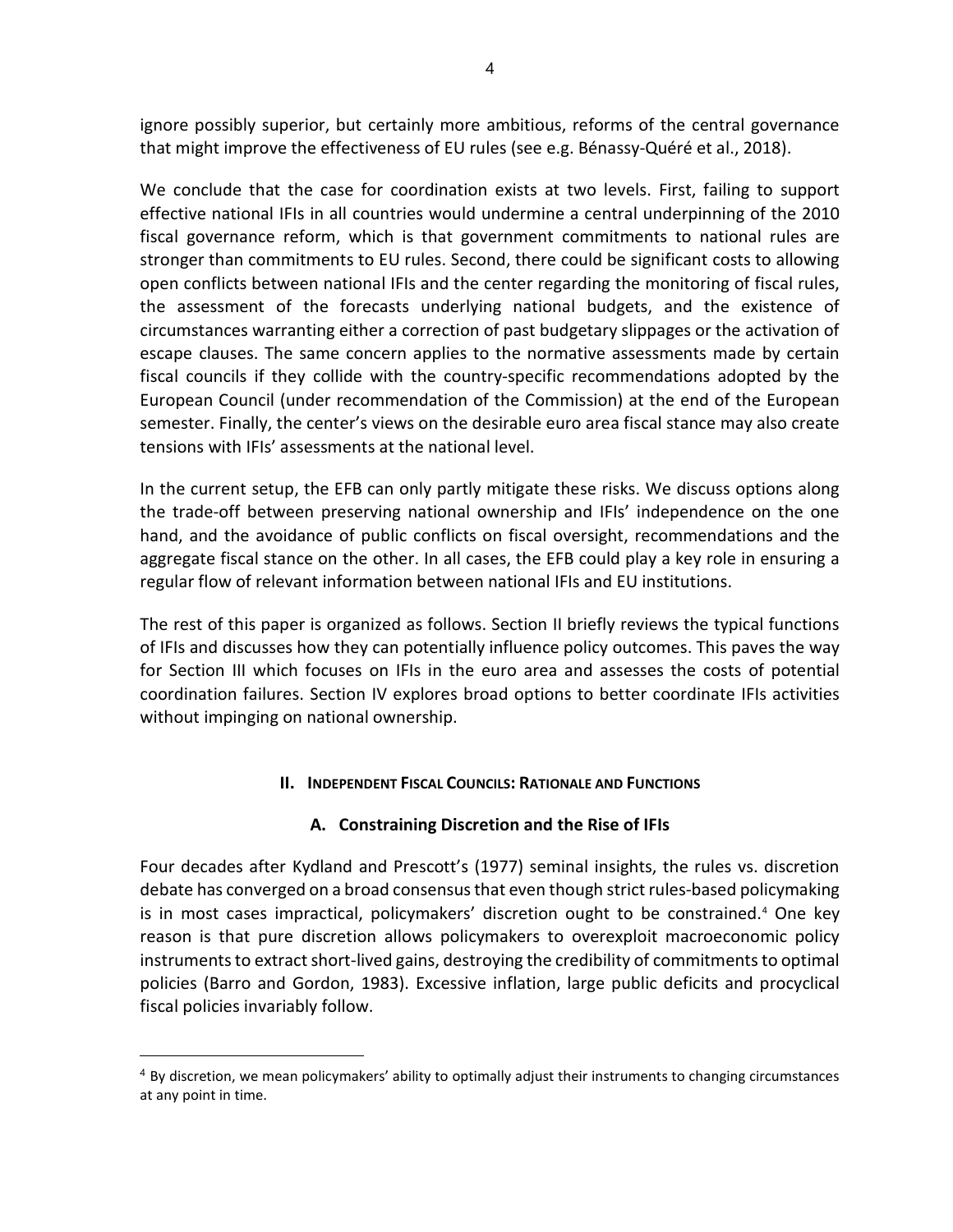ignore possibly superior, but certainly more ambitious, reforms of the central governance that might improve the effectiveness of EU rules (see e.g. Bénassy-Quéré et al., 2018).

We conclude that the case for coordination exists at two levels. First, failing to support effective national IFIs in all countries would undermine a central underpinning of the 2010 fiscal governance reform, which is that government commitments to national rules are stronger than commitments to EU rules. Second, there could be significant costs to allowing open conflicts between national IFIs and the center regarding the monitoring of fiscal rules, the assessment of the forecasts underlying national budgets, and the existence of circumstances warranting either a correction of past budgetary slippages or the activation of escape clauses. The same concern applies to the normative assessments made by certain fiscal councils if they collide with the country-specific recommendations adopted by the European Council (under recommendation of the Commission) at the end of the European semester. Finally, the center's views on the desirable euro area fiscal stance may also create tensions with IFIs' assessments at the national level.

In the current setup, the EFB can only partly mitigate these risks. We discuss options along the trade-off between preserving national ownership and IFIs' independence on the one hand, and the avoidance of public conflicts on fiscal oversight, recommendations and the aggregate fiscal stance on the other. In all cases, the EFB could play a key role in ensuring a regular flow of relevant information between national IFIs and EU institutions.

The rest of this paper is organized as follows. Section II briefly reviews the typical functions of IFIs and discusses how they can potentially influence policy outcomes. This paves the way for Section III which focuses on IFIs in the euro area and assesses the costs of potential coordination failures. Section IV explores broad options to better coordinate IFIs activities without impinging on national ownership.

## II. Independent Fiscal Councils: Rationale and Functions

### A. Constraining Discretion and the Rise of IFIs

Four decades after Kydland and Prescott's (1977) seminal insights, the rules vs. discretion debate has converged on a broad consensus that even though strict rules-based policymaking is in most cases impractical, policymakers' discretion ought to be constrained.[4] One key reason is that pure discretion allows policymakers to overexploit macroeconomic policy instruments to extract short-lived gains, destroying the credibility of commitments to optimal policies (Barro and Gordon, 1983). Excessive inflation, large public deficits and procyclical fiscal policies invariably follow.

[4] By discretion, we mean policymakers' ability to optimally adjust their instruments to changing circumstances at any point in time.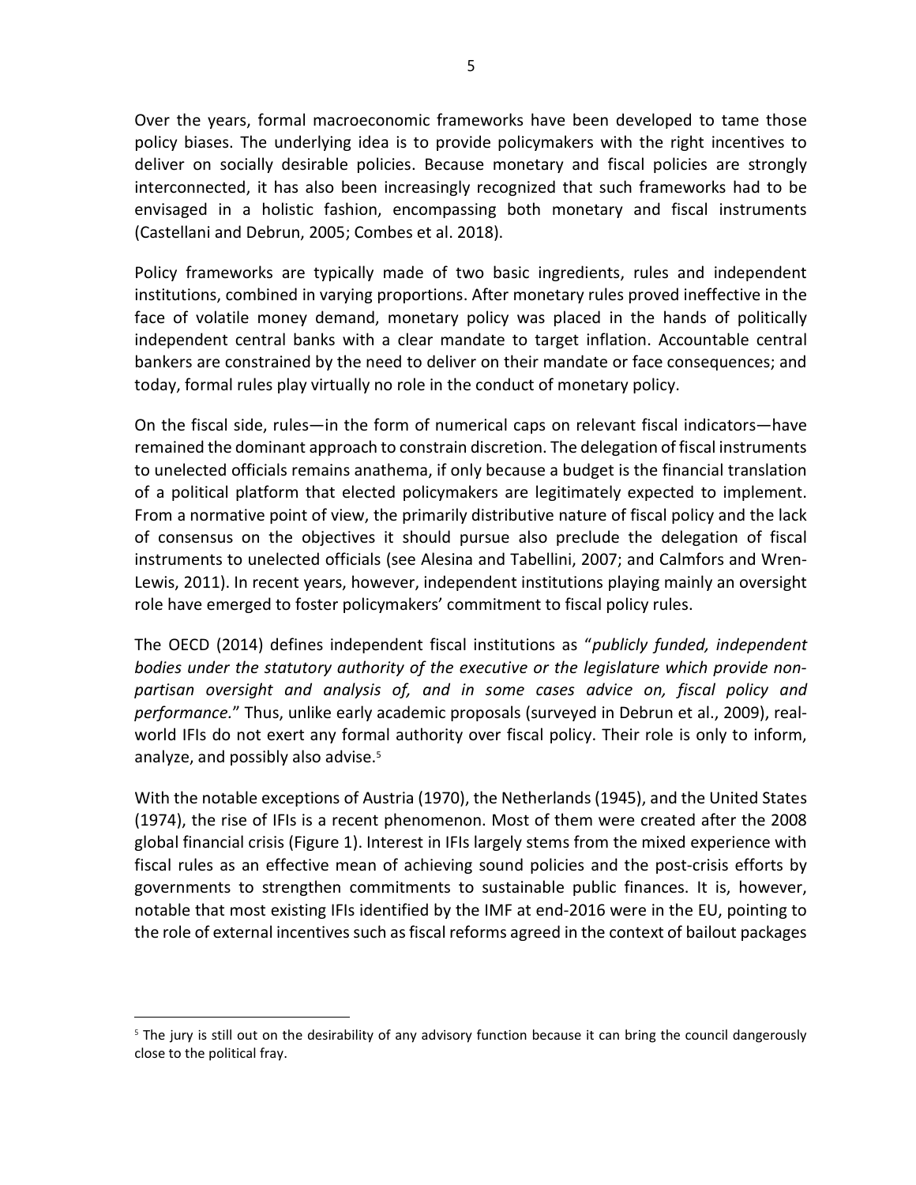Over the years, formal macroeconomic frameworks have been developed to tame those policy biases. The underlying idea is to provide policymakers with the right incentives to deliver on socially desirable policies. Because monetary and fiscal policies are strongly interconnected, it has also been increasingly recognized that such frameworks had to be envisaged in a holistic fashion, encompassing both monetary and fiscal instruments (Castellani and Debrun, 2005; Combes et al. 2018).

Policy frameworks are typically made of two basic ingredients, rules and independent institutions, combined in varying proportions. After monetary rules proved ineffective in the face of volatile money demand, monetary policy was placed in the hands of politically independent central banks with a clear mandate to target inflation. Accountable central bankers are constrained by the need to deliver on their mandate or face consequences; and today, formal rules play virtually no role in the conduct of monetary policy.

On the fiscal side, rules—in the form of numerical caps on relevant fiscal indicators—have remained the dominant approach to constrain discretion. The delegation of fiscal instruments to unelected officials remains anathema, if only because a budget is the financial translation of a political platform that elected policymakers are legitimately expected to implement. From a normative point of view, the primarily distributive nature of fiscal policy and the lack of consensus on the objectives it should pursue also preclude the delegation of fiscal instruments to unelected officials (see Alesina and Tabellini, 2007; and Calmfors and Wren-Lewis, 2011). In recent years, however, independent institutions playing mainly an oversight role have emerged to foster policymakers' commitment to fiscal policy rules.

The OECD (2014) defines independent fiscal institutions as "*publicly funded, independent bodies under the statutory authority of the executive or the legislature which provide non-partisan oversight and analysis of, and in some cases advice on, fiscal policy and performance.*" Thus, unlike early academic proposals (surveyed in Debrun et al., 2009), real-world IFIs do not exert any formal authority over fiscal policy. Their role is only to inform, analyze, and possibly also advise.[5]

With the notable exceptions of Austria (1970), the Netherlands (1945), and the United States (1974), the rise of IFIs is a recent phenomenon. Most of them were created after the 2008 global financial crisis (Figure 1). Interest in IFIs largely stems from the mixed experience with fiscal rules as an effective mean of achieving sound policies and the post-crisis efforts by governments to strengthen commitments to sustainable public finances. It is, however, notable that most existing IFIs identified by the IMF at end-2016 were in the EU, pointing to the role of external incentives such as fiscal reforms agreed in the context of bailout packages

[5] The jury is still out on the desirability of any advisory function because it can bring the council dangerously close to the political fray.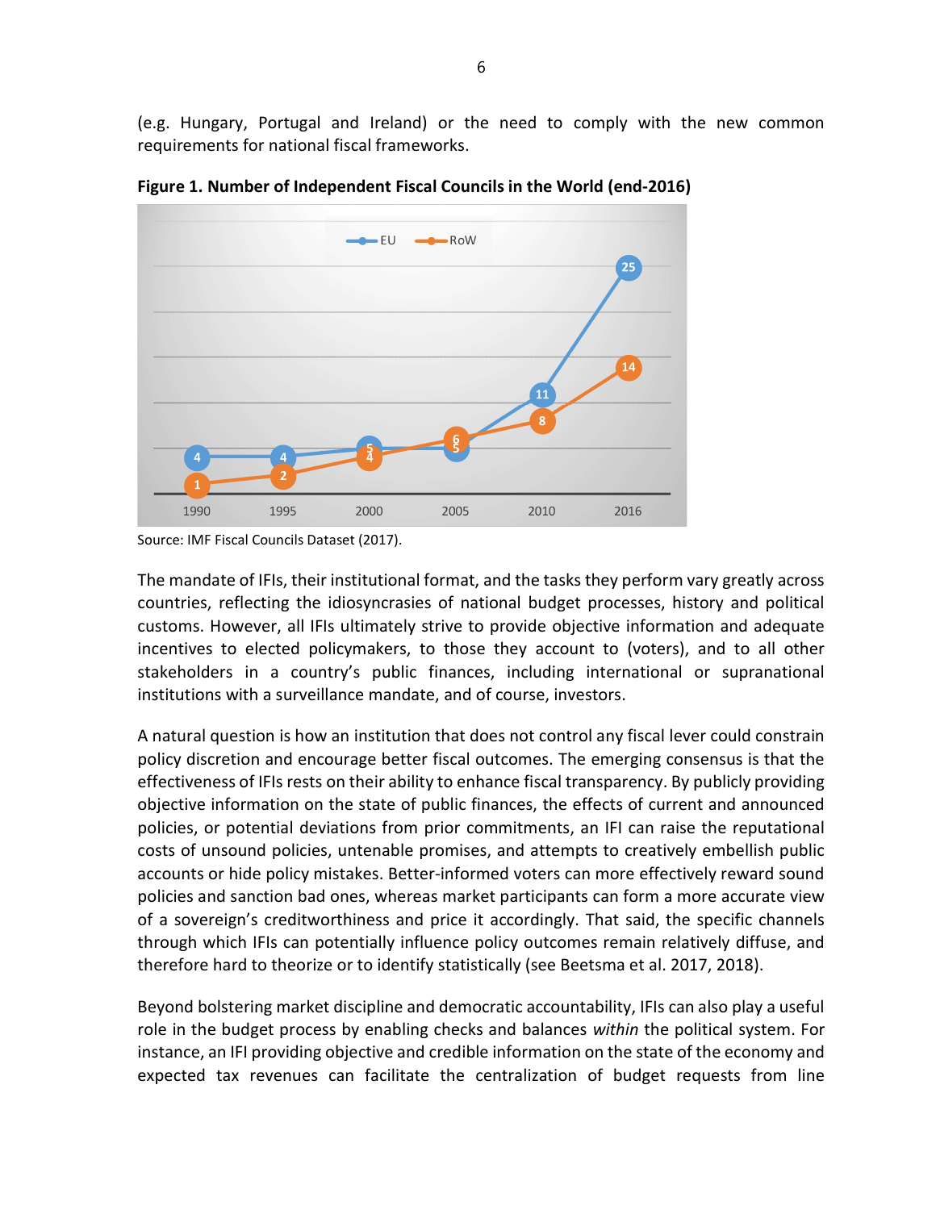(e.g. Hungary, Portugal and Ireland) or the need to comply with the new common requirements for national fiscal frameworks.

**Figure 1. Number of Independent Fiscal Councils in the World (end-2016)**

Source: IMF Fiscal Councils Dataset (2017).

The mandate of IFIs, their institutional format, and the tasks they perform vary greatly across countries, reflecting the idiosyncrasies of national budget processes, history and political customs. However, all IFIs ultimately strive to provide objective information and adequate incentives to elected policymakers, to those they account to (voters), and to all other stakeholders in a country's public finances, including international or supranational institutions with a surveillance mandate, and of course, investors.

A natural question is how an institution that does not control any fiscal lever could constrain policy discretion and encourage better fiscal outcomes. The emerging consensus is that the effectiveness of IFIs rests on their ability to enhance fiscal transparency. By publicly providing objective information on the state of public finances, the effects of current and announced policies, or potential deviations from prior commitments, an IFI can raise the reputational costs of unsound policies, untenable promises, and attempts to creatively embellish public accounts or hide policy mistakes. Better-informed voters can more effectively reward sound policies and sanction bad ones, whereas market participants can form a more accurate view of a sovereign's creditworthiness and price it accordingly. That said, the specific channels through which IFIs can potentially influence policy outcomes remain relatively diffuse, and therefore hard to theorize or to identify statistically (see Beetsma et al. 2017, 2018).

Beyond bolstering market discipline and democratic accountability, IFIs can also play a useful role in the budget process by enabling checks and balances *within* the political system. For instance, an IFI providing objective and credible information on the state of the economy and expected tax revenues can facilitate the centralization of budget requests from line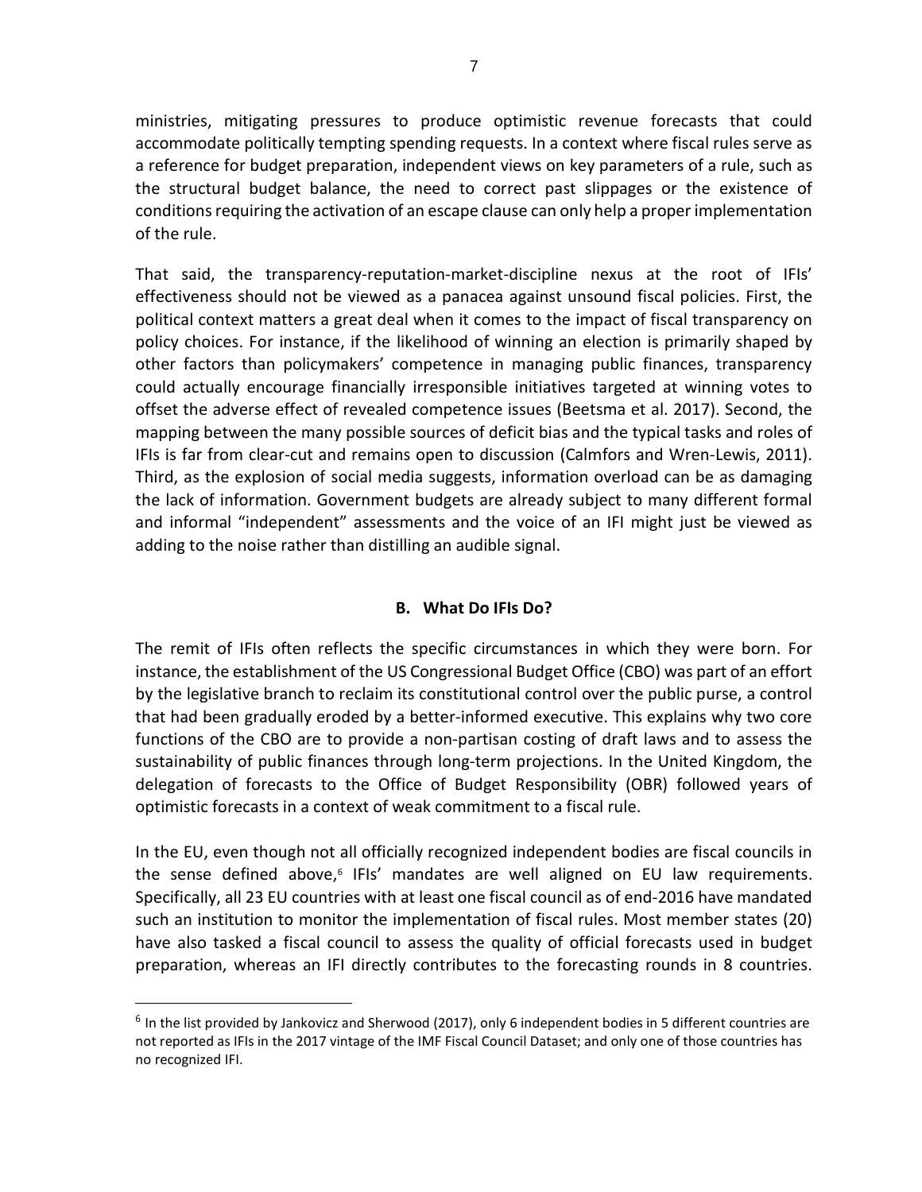ministries, mitigating pressures to produce optimistic revenue forecasts that could accommodate politically tempting spending requests. In a context where fiscal rules serve as a reference for budget preparation, independent views on key parameters of a rule, such as the structural budget balance, the need to correct past slippages or the existence of conditions requiring the activation of an escape clause can only help a proper implementation of the rule.

That said, the transparency-reputation-market-discipline nexus at the root of IFIs' effectiveness should not be viewed as a panacea against unsound fiscal policies. First, the political context matters a great deal when it comes to the impact of fiscal transparency on policy choices. For instance, if the likelihood of winning an election is primarily shaped by other factors than policymakers' competence in managing public finances, transparency could actually encourage financially irresponsible initiatives targeted at winning votes to offset the adverse effect of revealed competence issues (Beetsma et al. 2017). Second, the mapping between the many possible sources of deficit bias and the typical tasks and roles of IFIs is far from clear-cut and remains open to discussion (Calmfors and Wren-Lewis, 2011). Third, as the explosion of social media suggests, information overload can be as damaging the lack of information. Government budgets are already subject to many different formal and informal "independent" assessments and the voice of an IFI might just be viewed as adding to the noise rather than distilling an audible signal.

## B. What Do IFIs Do?

The remit of IFIs often reflects the specific circumstances in which they were born. For instance, the establishment of the US Congressional Budget Office (CBO) was part of an effort by the legislative branch to reclaim its constitutional control over the public purse, a control that had been gradually eroded by a better-informed executive. This explains why two core functions of the CBO are to provide a non-partisan costing of draft laws and to assess the sustainability of public finances through long-term projections. In the United Kingdom, the delegation of forecasts to the Office of Budget Responsibility (OBR) followed years of optimistic forecasts in a context of weak commitment to a fiscal rule.

In the EU, even though not all officially recognized independent bodies are fiscal councils in the sense defined above,[6] IFIs' mandates are well aligned on EU law requirements. Specifically, all 23 EU countries with at least one fiscal council as of end-2016 have mandated such an institution to monitor the implementation of fiscal rules. Most member states (20) have also tasked a fiscal council to assess the quality of official forecasts used in budget preparation, whereas an IFI directly contributes to the forecasting rounds in 8 countries.

[6] In the list provided by Jankovicz and Sherwood (2017), only 6 independent bodies in 5 different countries are not reported as IFIs in the 2017 vintage of the IMF Fiscal Council Dataset; and only one of those countries has no recognized IFI.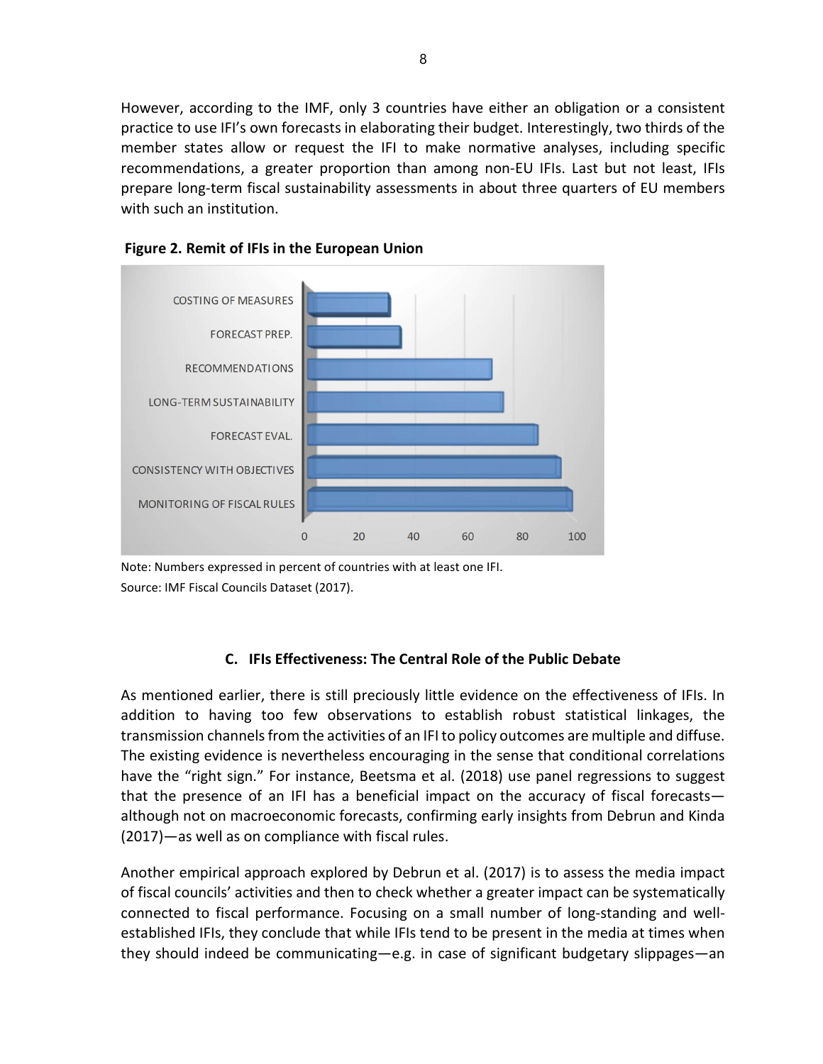However, according to the IMF, only 3 countries have either an obligation or a consistent practice to use IFI's own forecasts in elaborating their budget. Interestingly, two thirds of the member states allow or request the IFI to make normative analyses, including specific recommendations, a greater proportion than among non-EU IFIs. Last but not least, IFIs prepare long-term fiscal sustainability assessments in about three quarters of EU members with such an institution.

**Figure 2. Remit of IFIs in the European Union**

Note: Numbers expressed in percent of countries with at least one IFI.
Source: IMF Fiscal Councils Dataset (2017).

### C. IFIs Effectiveness: The Central Role of the Public Debate

As mentioned earlier, there is still preciously little evidence on the effectiveness of IFIs. In addition to having too few observations to establish robust statistical linkages, the transmission channels from the activities of an IFI to policy outcomes are multiple and diffuse. The existing evidence is nevertheless encouraging in the sense that conditional correlations have the "right sign." For instance, Beetsma et al. (2018) use panel regressions to suggest that the presence of an IFI has a beneficial impact on the accuracy of fiscal forecasts—although not on macroeconomic forecasts, confirming early insights from Debrun and Kinda (2017)—as well as on compliance with fiscal rules.

Another empirical approach explored by Debrun et al. (2017) is to assess the media impact of fiscal councils' activities and then to check whether a greater impact can be systematically connected to fiscal performance. Focusing on a small number of long-standing and well-established IFIs, they conclude that while IFIs tend to be present in the media at times when they should indeed be communicating—e.g. in case of significant budgetary slippages—an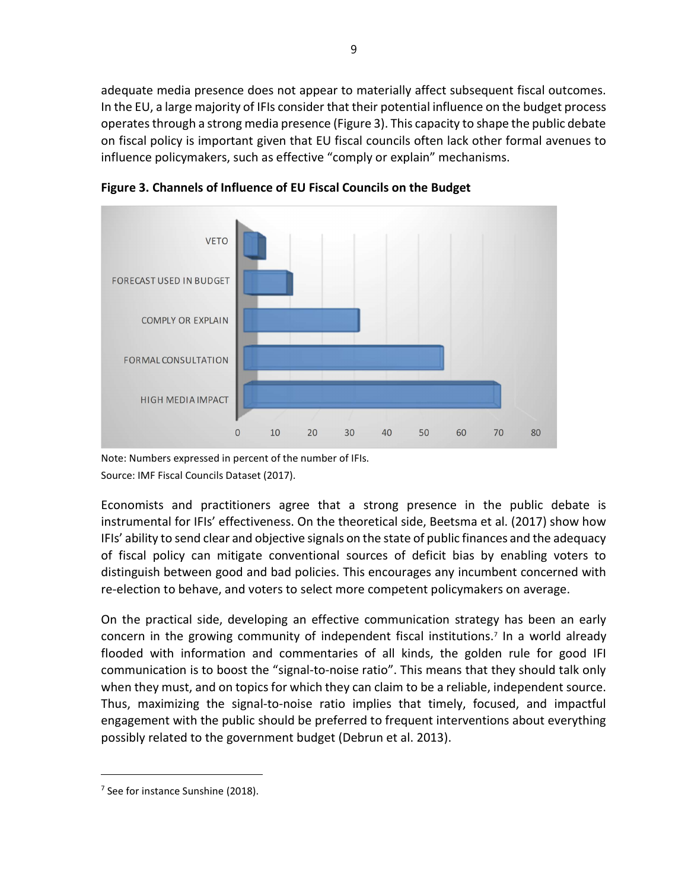adequate media presence does not appear to materially affect subsequent fiscal outcomes. In the EU, a large majority of IFIs consider that their potential influence on the budget process operates through a strong media presence (Figure 3). This capacity to shape the public debate on fiscal policy is important given that EU fiscal councils often lack other formal avenues to influence policymakers, such as effective "comply or explain" mechanisms.

**Figure 3. Channels of Influence of EU Fiscal Councils on the Budget**

Note: Numbers expressed in percent of the number of IFIs.
Source: IMF Fiscal Councils Dataset (2017).

Economists and practitioners agree that a strong presence in the public debate is instrumental for IFIs' effectiveness. On the theoretical side, Beetsma et al. (2017) show how IFIs' ability to send clear and objective signals on the state of public finances and the adequacy of fiscal policy can mitigate conventional sources of deficit bias by enabling voters to distinguish between good and bad policies. This encourages any incumbent concerned with re-election to behave, and voters to select more competent policymakers on average.

On the practical side, developing an effective communication strategy has been an early concern in the growing community of independent fiscal institutions.[7] In a world already flooded with information and commentaries of all kinds, the golden rule for good IFI communication is to boost the "signal-to-noise ratio". This means that they should talk only when they must, and on topics for which they can claim to be a reliable, independent source. Thus, maximizing the signal-to-noise ratio implies that timely, focused, and impactful engagement with the public should be preferred to frequent interventions about everything possibly related to the government budget (Debrun et al. 2013).

[7] See for instance Sunshine (2018).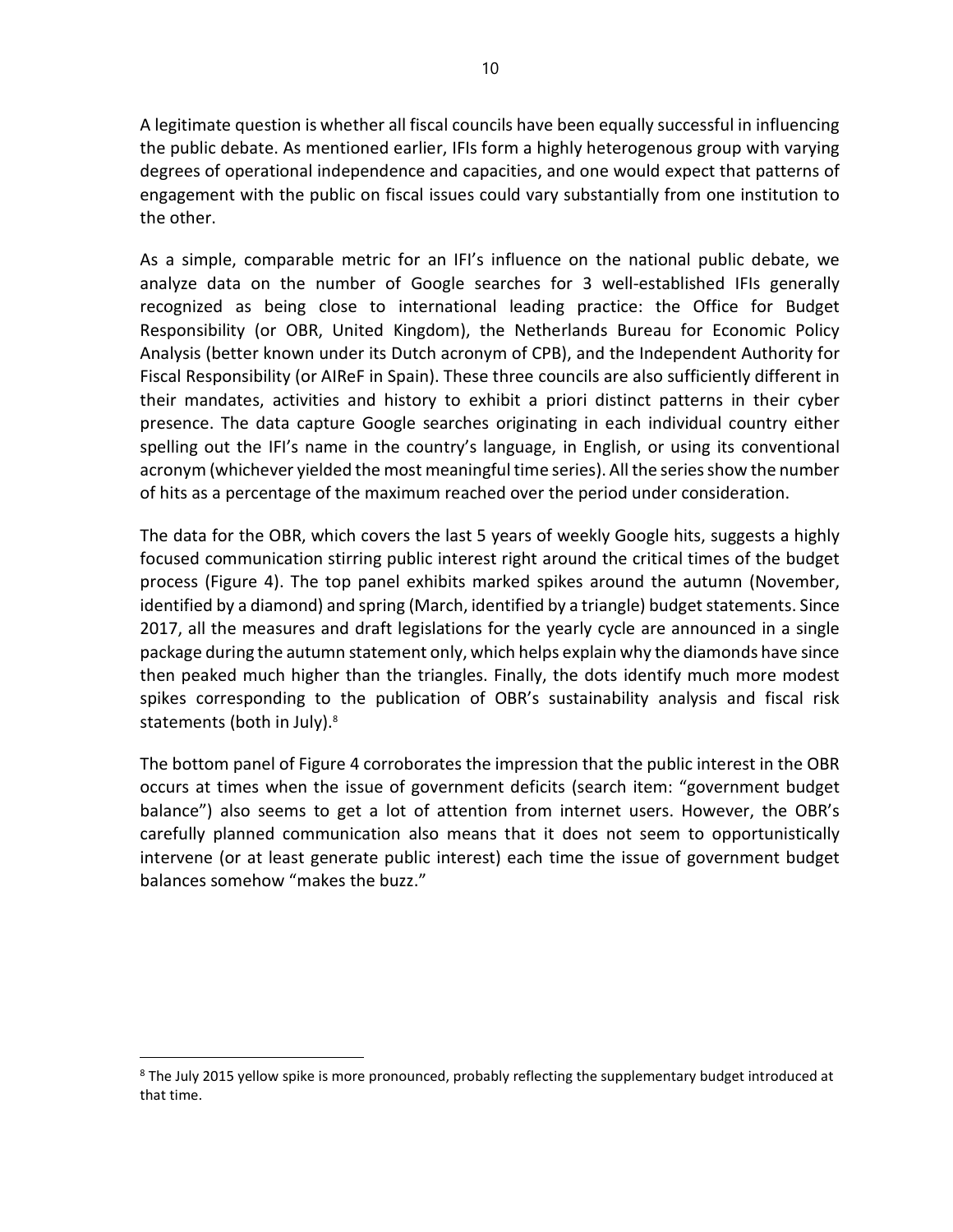A legitimate question is whether all fiscal councils have been equally successful in influencing the public debate. As mentioned earlier, IFIs form a highly heterogenous group with varying degrees of operational independence and capacities, and one would expect that patterns of engagement with the public on fiscal issues could vary substantially from one institution to the other.

As a simple, comparable metric for an IFI's influence on the national public debate, we analyze data on the number of Google searches for 3 well-established IFIs generally recognized as being close to international leading practice: the Office for Budget Responsibility (or OBR, United Kingdom), the Netherlands Bureau for Economic Policy Analysis (better known under its Dutch acronym of CPB), and the Independent Authority for Fiscal Responsibility (or AIReF in Spain). These three councils are also sufficiently different in their mandates, activities and history to exhibit a priori distinct patterns in their cyber presence. The data capture Google searches originating in each individual country either spelling out the IFI's name in the country's language, in English, or using its conventional acronym (whichever yielded the most meaningful time series). All the series show the number of hits as a percentage of the maximum reached over the period under consideration.

The data for the OBR, which covers the last 5 years of weekly Google hits, suggests a highly focused communication stirring public interest right around the critical times of the budget process (Figure 4). The top panel exhibits marked spikes around the autumn (November, identified by a diamond) and spring (March, identified by a triangle) budget statements. Since 2017, all the measures and draft legislations for the yearly cycle are announced in a single package during the autumn statement only, which helps explain why the diamonds have since then peaked much higher than the triangles. Finally, the dots identify much more modest spikes corresponding to the publication of OBR's sustainability analysis and fiscal risk statements (both in July).[8]

The bottom panel of Figure 4 corroborates the impression that the public interest in the OBR occurs at times when the issue of government deficits (search item: "government budget balance") also seems to get a lot of attention from internet users. However, the OBR's carefully planned communication also means that it does not seem to opportunistically intervene (or at least generate public interest) each time the issue of government budget balances somehow "makes the buzz."

[8] The July 2015 yellow spike is more pronounced, probably reflecting the supplementary budget introduced at that time.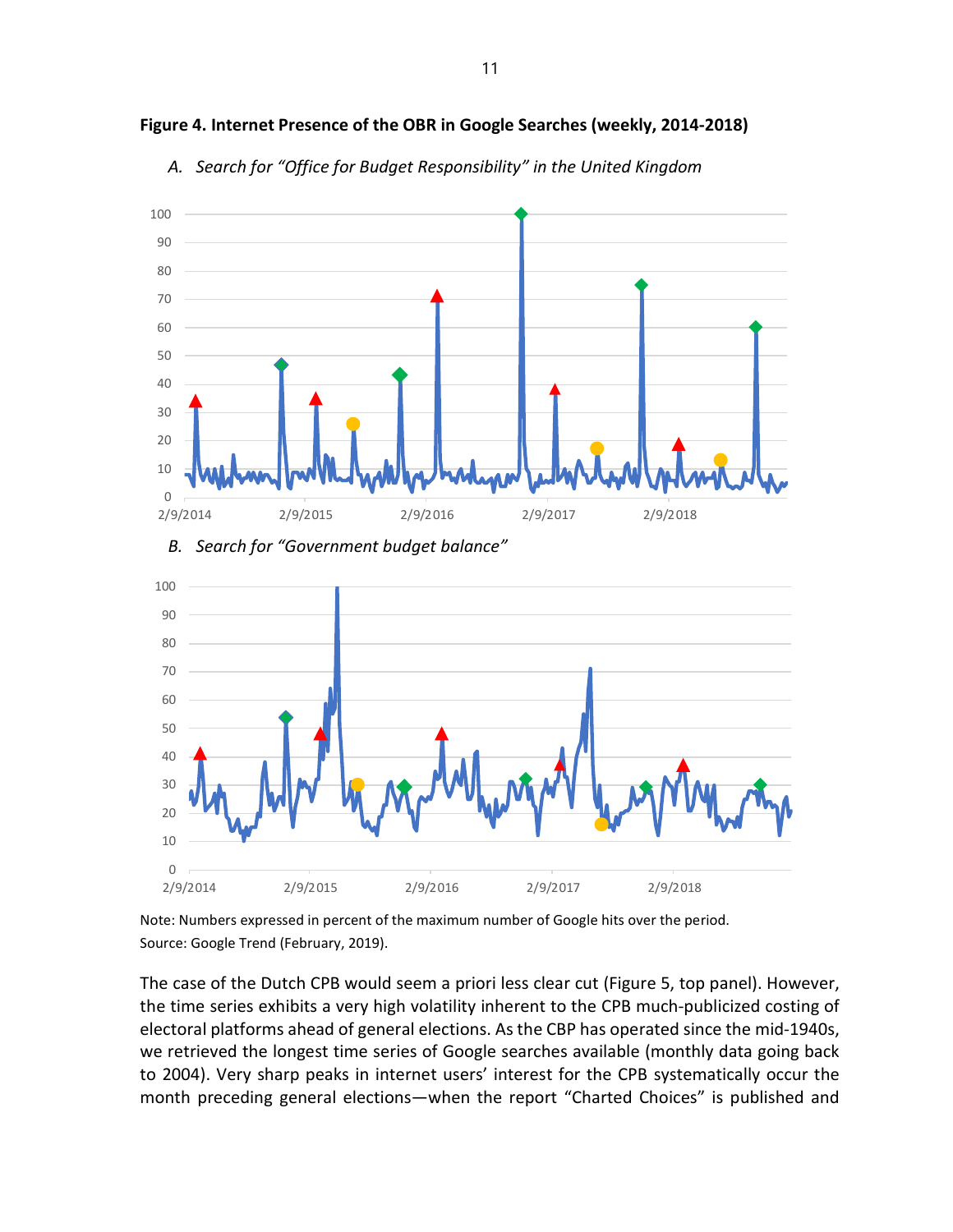**Figure 4. Internet Presence of the OBR in Google Searches (weekly, 2014-2018)**

*A. Search for "Office for Budget Responsibility" in the United Kingdom*

*B. Search for "Government budget balance"*

Note: Numbers expressed in percent of the maximum number of Google hits over the period.
Source: Google Trend (February, 2019).

The case of the Dutch CPB would seem a priori less clear cut (Figure 5, top panel). However, the time series exhibits a very high volatility inherent to the CPB much-publicized costing of electoral platforms ahead of general elections. As the CBP has operated since the mid-1940s, we retrieved the longest time series of Google searches available (monthly data going back to 2004). Very sharp peaks in internet users' interest for the CPB systematically occur the month preceding general elections—when the report "Charted Choices" is published and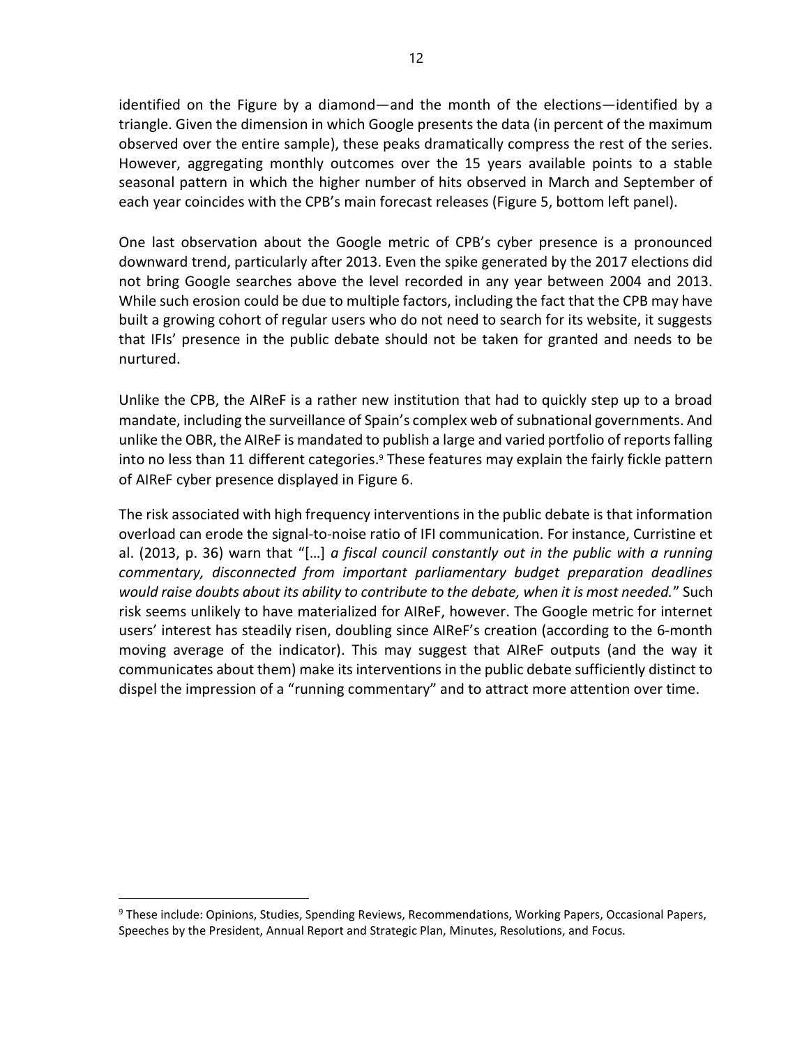identified on the Figure by a diamond—and the month of the elections—identified by a triangle. Given the dimension in which Google presents the data (in percent of the maximum observed over the entire sample), these peaks dramatically compress the rest of the series. However, aggregating monthly outcomes over the 15 years available points to a stable seasonal pattern in which the higher number of hits observed in March and September of each year coincides with the CPB's main forecast releases (Figure 5, bottom left panel).

One last observation about the Google metric of CPB's cyber presence is a pronounced downward trend, particularly after 2013. Even the spike generated by the 2017 elections did not bring Google searches above the level recorded in any year between 2004 and 2013. While such erosion could be due to multiple factors, including the fact that the CPB may have built a growing cohort of regular users who do not need to search for its website, it suggests that IFIs' presence in the public debate should not be taken for granted and needs to be nurtured.

Unlike the CPB, the AIReF is a rather new institution that had to quickly step up to a broad mandate, including the surveillance of Spain's complex web of subnational governments. And unlike the OBR, the AIReF is mandated to publish a large and varied portfolio of reports falling into no less than 11 different categories.[9] These features may explain the fairly fickle pattern of AIReF cyber presence displayed in Figure 6.

The risk associated with high frequency interventions in the public debate is that information overload can erode the signal-to-noise ratio of IFI communication. For instance, Curristine et al. (2013, p. 36) warn that "[…] *a fiscal council constantly out in the public with a running commentary, disconnected from important parliamentary budget preparation deadlines would raise doubts about its ability to contribute to the debate, when it is most needed.*" Such risk seems unlikely to have materialized for AIReF, however. The Google metric for internet users' interest has steadily risen, doubling since AIReF's creation (according to the 6-month moving average of the indicator). This may suggest that AIReF outputs (and the way it communicates about them) make its interventions in the public debate sufficiently distinct to dispel the impression of a "running commentary" and to attract more attention over time.

---

[9] These include: Opinions, Studies, Spending Reviews, Recommendations, Working Papers, Occasional Papers, Speeches by the President, Annual Report and Strategic Plan, Minutes, Resolutions, and Focus.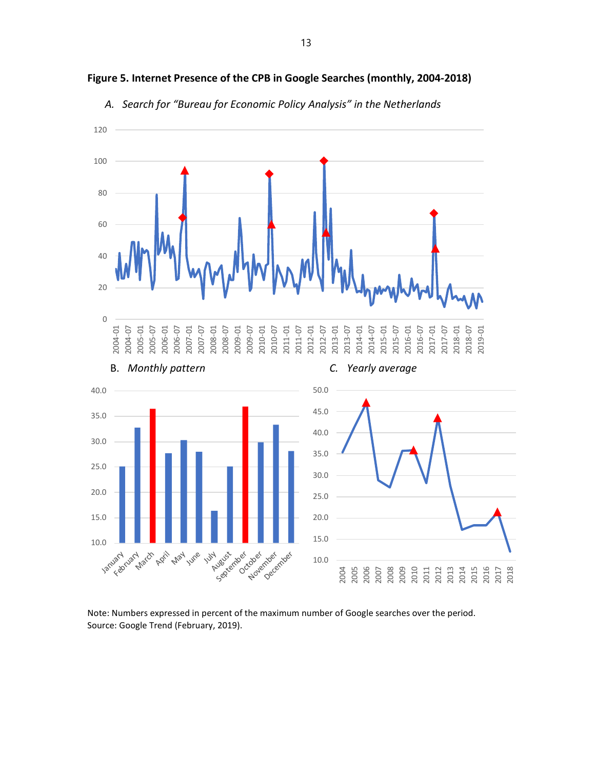**Figure 5. Internet Presence of the CPB in Google Searches (monthly, 2004-2018)**

*A. Search for "Bureau for Economic Policy Analysis" in the Netherlands*

B. *Monthly pattern*

*C. Yearly average*

Note: Numbers expressed in percent of the maximum number of Google searches over the period.
Source: Google Trend (February, 2019).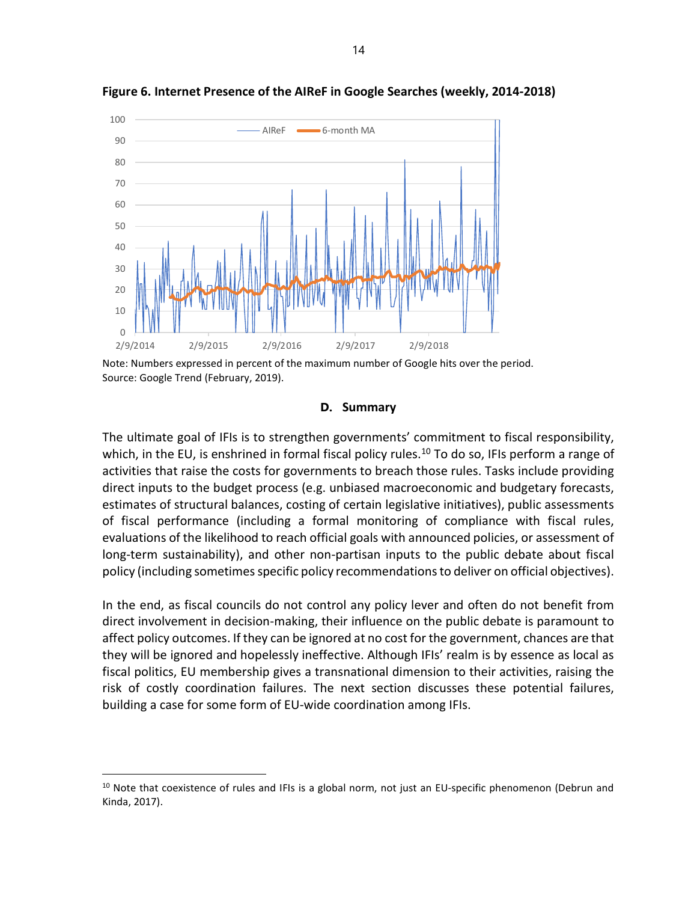**Figure 6. Internet Presence of the AIReF in Google Searches (weekly, 2014-2018)**

Note: Numbers expressed in percent of the maximum number of Google hits over the period.
Source: Google Trend (February, 2019).

## D. Summary

The ultimate goal of IFIs is to strengthen governments' commitment to fiscal responsibility, which, in the EU, is enshrined in formal fiscal policy rules.[10] To do so, IFIs perform a range of activities that raise the costs for governments to breach those rules. Tasks include providing direct inputs to the budget process (e.g. unbiased macroeconomic and budgetary forecasts, estimates of structural balances, costing of certain legislative initiatives), public assessments of fiscal performance (including a formal monitoring of compliance with fiscal rules, evaluations of the likelihood to reach official goals with announced policies, or assessment of long-term sustainability), and other non-partisan inputs to the public debate about fiscal policy (including sometimes specific policy recommendations to deliver on official objectives).

In the end, as fiscal councils do not control any policy lever and often do not benefit from direct involvement in decision-making, their influence on the public debate is paramount to affect policy outcomes. If they can be ignored at no cost for the government, chances are that they will be ignored and hopelessly ineffective. Although IFIs' realm is by essence as local as fiscal politics, EU membership gives a transnational dimension to their activities, raising the risk of costly coordination failures. The next section discusses these potential failures, building a case for some form of EU-wide coordination among IFIs.

---

[10] Note that coexistence of rules and IFIs is a global norm, not just an EU-specific phenomenon (Debrun and Kinda, 2017).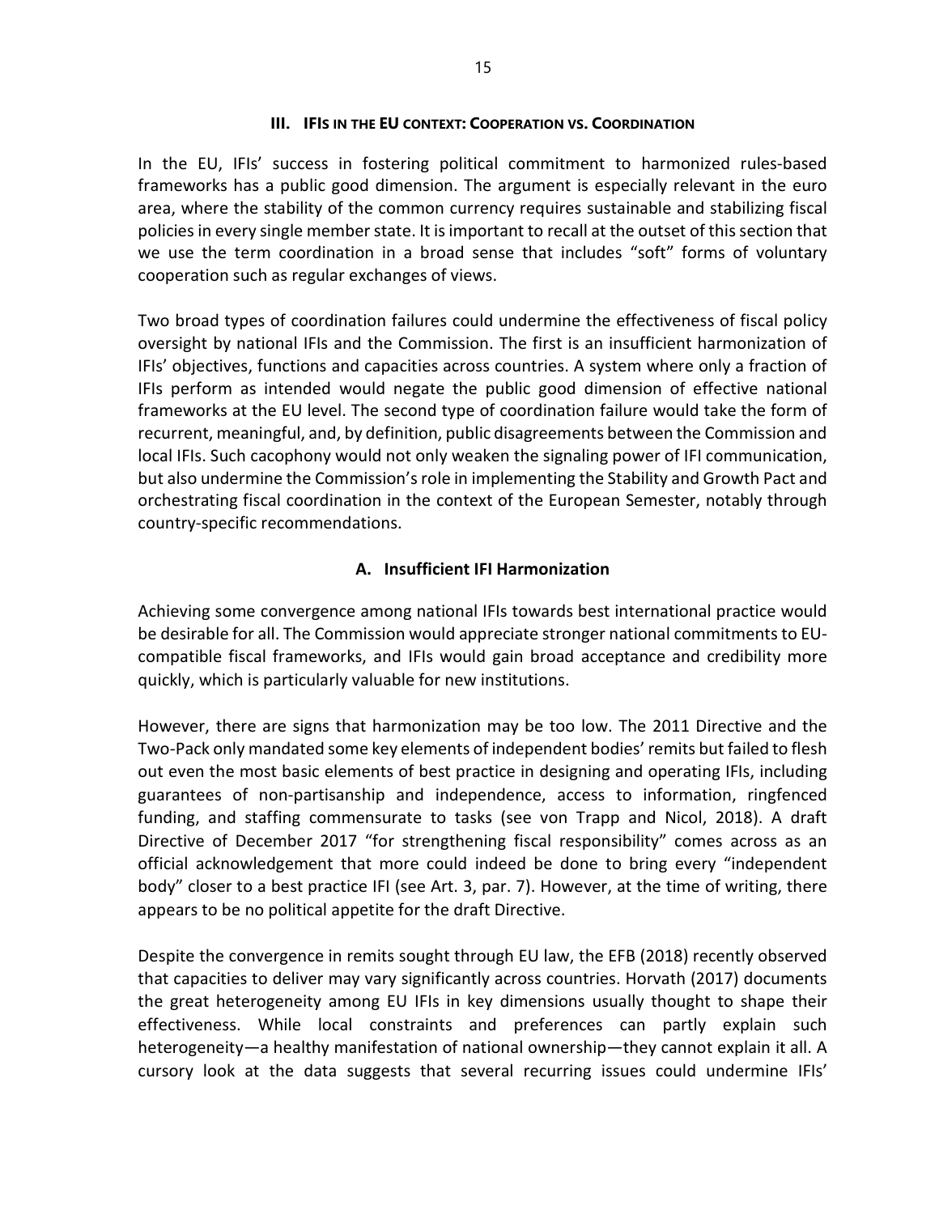## III. IFIs in the EU context: Cooperation vs. Coordination

In the EU, IFIs' success in fostering political commitment to harmonized rules-based frameworks has a public good dimension. The argument is especially relevant in the euro area, where the stability of the common currency requires sustainable and stabilizing fiscal policies in every single member state. It is important to recall at the outset of this section that we use the term coordination in a broad sense that includes "soft" forms of voluntary cooperation such as regular exchanges of views.

Two broad types of coordination failures could undermine the effectiveness of fiscal policy oversight by national IFIs and the Commission. The first is an insufficient harmonization of IFIs' objectives, functions and capacities across countries. A system where only a fraction of IFIs perform as intended would negate the public good dimension of effective national frameworks at the EU level. The second type of coordination failure would take the form of recurrent, meaningful, and, by definition, public disagreements between the Commission and local IFIs. Such cacophony would not only weaken the signaling power of IFI communication, but also undermine the Commission's role in implementing the Stability and Growth Pact and orchestrating fiscal coordination in the context of the European Semester, notably through country-specific recommendations.

### A. Insufficient IFI Harmonization

Achieving some convergence among national IFIs towards best international practice would be desirable for all. The Commission would appreciate stronger national commitments to EU-compatible fiscal frameworks, and IFIs would gain broad acceptance and credibility more quickly, which is particularly valuable for new institutions.

However, there are signs that harmonization may be too low. The 2011 Directive and the Two-Pack only mandated some key elements of independent bodies' remits but failed to flesh out even the most basic elements of best practice in designing and operating IFIs, including guarantees of non-partisanship and independence, access to information, ringfenced funding, and staffing commensurate to tasks (see von Trapp and Nicol, 2018). A draft Directive of December 2017 "for strengthening fiscal responsibility" comes across as an official acknowledgement that more could indeed be done to bring every "independent body" closer to a best practice IFI (see Art. 3, par. 7). However, at the time of writing, there appears to be no political appetite for the draft Directive.

Despite the convergence in remits sought through EU law, the EFB (2018) recently observed that capacities to deliver may vary significantly across countries. Horvath (2017) documents the great heterogeneity among EU IFIs in key dimensions usually thought to shape their effectiveness. While local constraints and preferences can partly explain such heterogeneity—a healthy manifestation of national ownership—they cannot explain it all. A cursory look at the data suggests that several recurring issues could undermine IFIs'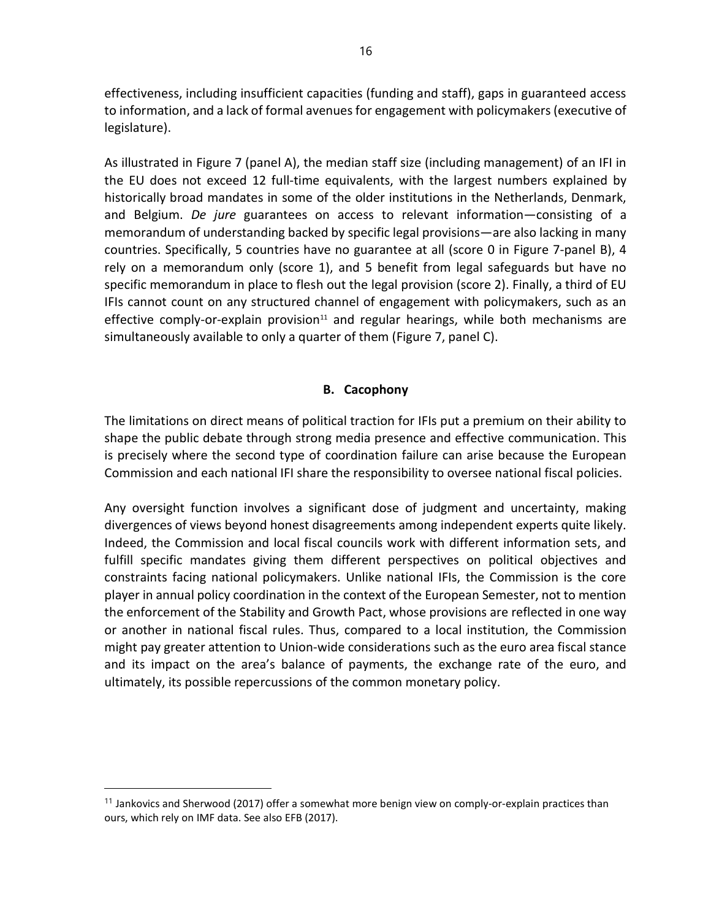effectiveness, including insufficient capacities (funding and staff), gaps in guaranteed access to information, and a lack of formal avenues for engagement with policymakers (executive of legislature).

As illustrated in Figure 7 (panel A), the median staff size (including management) of an IFI in the EU does not exceed 12 full-time equivalents, with the largest numbers explained by historically broad mandates in some of the older institutions in the Netherlands, Denmark, and Belgium. *De jure* guarantees on access to relevant information—consisting of a memorandum of understanding backed by specific legal provisions—are also lacking in many countries. Specifically, 5 countries have no guarantee at all (score 0 in Figure 7-panel B), 4 rely on a memorandum only (score 1), and 5 benefit from legal safeguards but have no specific memorandum in place to flesh out the legal provision (score 2). Finally, a third of EU IFIs cannot count on any structured channel of engagement with policymakers, such as an effective comply-or-explain provision[11] and regular hearings, while both mechanisms are simultaneously available to only a quarter of them (Figure 7, panel C).

### B. Cacophony

The limitations on direct means of political traction for IFIs put a premium on their ability to shape the public debate through strong media presence and effective communication. This is precisely where the second type of coordination failure can arise because the European Commission and each national IFI share the responsibility to oversee national fiscal policies.

Any oversight function involves a significant dose of judgment and uncertainty, making divergences of views beyond honest disagreements among independent experts quite likely. Indeed, the Commission and local fiscal councils work with different information sets, and fulfill specific mandates giving them different perspectives on political objectives and constraints facing national policymakers. Unlike national IFIs, the Commission is the core player in annual policy coordination in the context of the European Semester, not to mention the enforcement of the Stability and Growth Pact, whose provisions are reflected in one way or another in national fiscal rules. Thus, compared to a local institution, the Commission might pay greater attention to Union-wide considerations such as the euro area fiscal stance and its impact on the area's balance of payments, the exchange rate of the euro, and ultimately, its possible repercussions of the common monetary policy.

[11] Jankovics and Sherwood (2017) offer a somewhat more benign view on comply-or-explain practices than ours, which rely on IMF data. See also EFB (2017).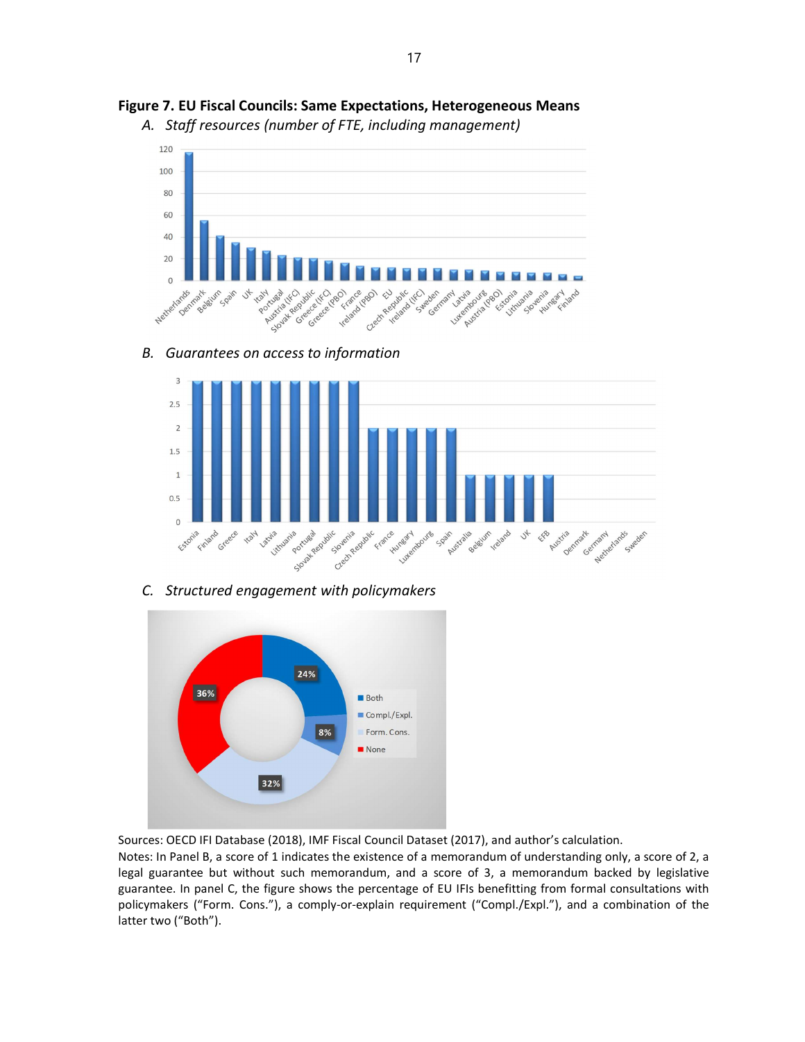**Figure 7. EU Fiscal Councils: Same Expectations, Heterogeneous Means**

*A. Staff resources (number of FTE, including management)*

*B. Guarantees on access to information*

*C. Structured engagement with policymakers*

Sources: OECD IFI Database (2018), IMF Fiscal Council Dataset (2017), and author's calculation.

Notes: In Panel B, a score of 1 indicates the existence of a memorandum of understanding only, a score of 2, a legal guarantee but without such memorandum, and a score of 3, a memorandum backed by legislative guarantee. In panel C, the figure shows the percentage of EU IFIs benefitting from formal consultations with policymakers ("Form. Cons."), a comply-or-explain requirement ("Compl./Expl."), and a combination of the latter two ("Both").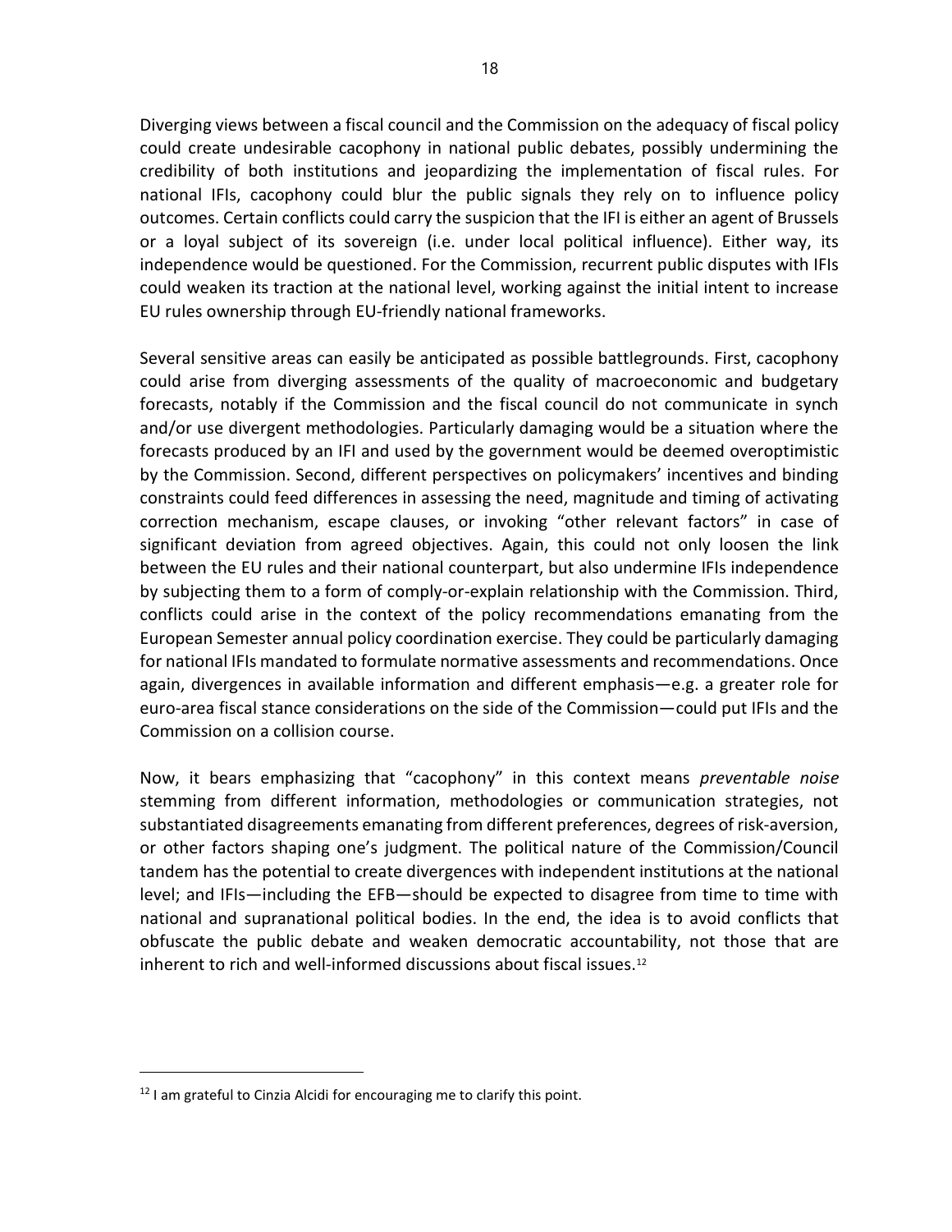Diverging views between a fiscal council and the Commission on the adequacy of fiscal policy could create undesirable cacophony in national public debates, possibly undermining the credibility of both institutions and jeopardizing the implementation of fiscal rules. For national IFIs, cacophony could blur the public signals they rely on to influence policy outcomes. Certain conflicts could carry the suspicion that the IFI is either an agent of Brussels or a loyal subject of its sovereign (i.e. under local political influence). Either way, its independence would be questioned. For the Commission, recurrent public disputes with IFIs could weaken its traction at the national level, working against the initial intent to increase EU rules ownership through EU-friendly national frameworks.

Several sensitive areas can easily be anticipated as possible battlegrounds. First, cacophony could arise from diverging assessments of the quality of macroeconomic and budgetary forecasts, notably if the Commission and the fiscal council do not communicate in synch and/or use divergent methodologies. Particularly damaging would be a situation where the forecasts produced by an IFI and used by the government would be deemed overoptimistic by the Commission. Second, different perspectives on policymakers' incentives and binding constraints could feed differences in assessing the need, magnitude and timing of activating correction mechanism, escape clauses, or invoking "other relevant factors" in case of significant deviation from agreed objectives. Again, this could not only loosen the link between the EU rules and their national counterpart, but also undermine IFIs independence by subjecting them to a form of comply-or-explain relationship with the Commission. Third, conflicts could arise in the context of the policy recommendations emanating from the European Semester annual policy coordination exercise. They could be particularly damaging for national IFIs mandated to formulate normative assessments and recommendations. Once again, divergences in available information and different emphasis—e.g. a greater role for euro-area fiscal stance considerations on the side of the Commission—could put IFIs and the Commission on a collision course.

Now, it bears emphasizing that "cacophony" in this context means *preventable noise* stemming from different information, methodologies or communication strategies, not substantiated disagreements emanating from different preferences, degrees of risk-aversion, or other factors shaping one's judgment. The political nature of the Commission/Council tandem has the potential to create divergences with independent institutions at the national level; and IFIs—including the EFB—should be expected to disagree from time to time with national and supranational political bodies. In the end, the idea is to avoid conflicts that obfuscate the public debate and weaken democratic accountability, not those that are inherent to rich and well-informed discussions about fiscal issues.[12]

[12] I am grateful to Cinzia Alcidi for encouraging me to clarify this point.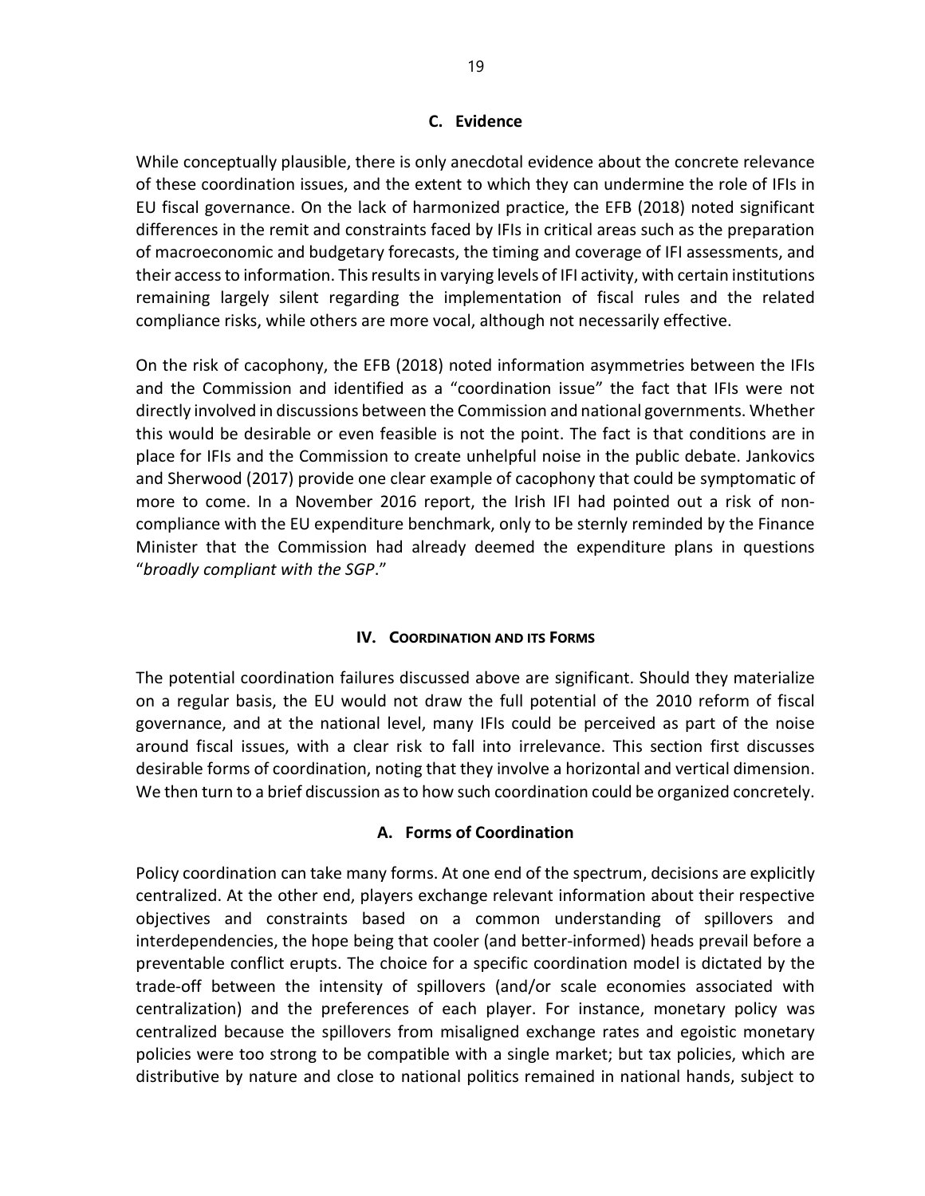### C. Evidence

While conceptually plausible, there is only anecdotal evidence about the concrete relevance of these coordination issues, and the extent to which they can undermine the role of IFIs in EU fiscal governance. On the lack of harmonized practice, the EFB (2018) noted significant differences in the remit and constraints faced by IFIs in critical areas such as the preparation of macroeconomic and budgetary forecasts, the timing and coverage of IFI assessments, and their access to information. This results in varying levels of IFI activity, with certain institutions remaining largely silent regarding the implementation of fiscal rules and the related compliance risks, while others are more vocal, although not necessarily effective.

On the risk of cacophony, the EFB (2018) noted information asymmetries between the IFIs and the Commission and identified as a "coordination issue" the fact that IFIs were not directly involved in discussions between the Commission and national governments. Whether this would be desirable or even feasible is not the point. The fact is that conditions are in place for IFIs and the Commission to create unhelpful noise in the public debate. Jankovics and Sherwood (2017) provide one clear example of cacophony that could be symptomatic of more to come. In a November 2016 report, the Irish IFI had pointed out a risk of non-compliance with the EU expenditure benchmark, only to be sternly reminded by the Finance Minister that the Commission had already deemed the expenditure plans in questions "*broadly compliant with the SGP*."

## IV. Coordination and its Forms

The potential coordination failures discussed above are significant. Should they materialize on a regular basis, the EU would not draw the full potential of the 2010 reform of fiscal governance, and at the national level, many IFIs could be perceived as part of the noise around fiscal issues, with a clear risk to fall into irrelevance. This section first discusses desirable forms of coordination, noting that they involve a horizontal and vertical dimension. We then turn to a brief discussion as to how such coordination could be organized concretely.

### A. Forms of Coordination

Policy coordination can take many forms. At one end of the spectrum, decisions are explicitly centralized. At the other end, players exchange relevant information about their respective objectives and constraints based on a common understanding of spillovers and interdependencies, the hope being that cooler (and better-informed) heads prevail before a preventable conflict erupts. The choice for a specific coordination model is dictated by the trade-off between the intensity of spillovers (and/or scale economies associated with centralization) and the preferences of each player. For instance, monetary policy was centralized because the spillovers from misaligned exchange rates and egoistic monetary policies were too strong to be compatible with a single market; but tax policies, which are distributive by nature and close to national politics remained in national hands, subject to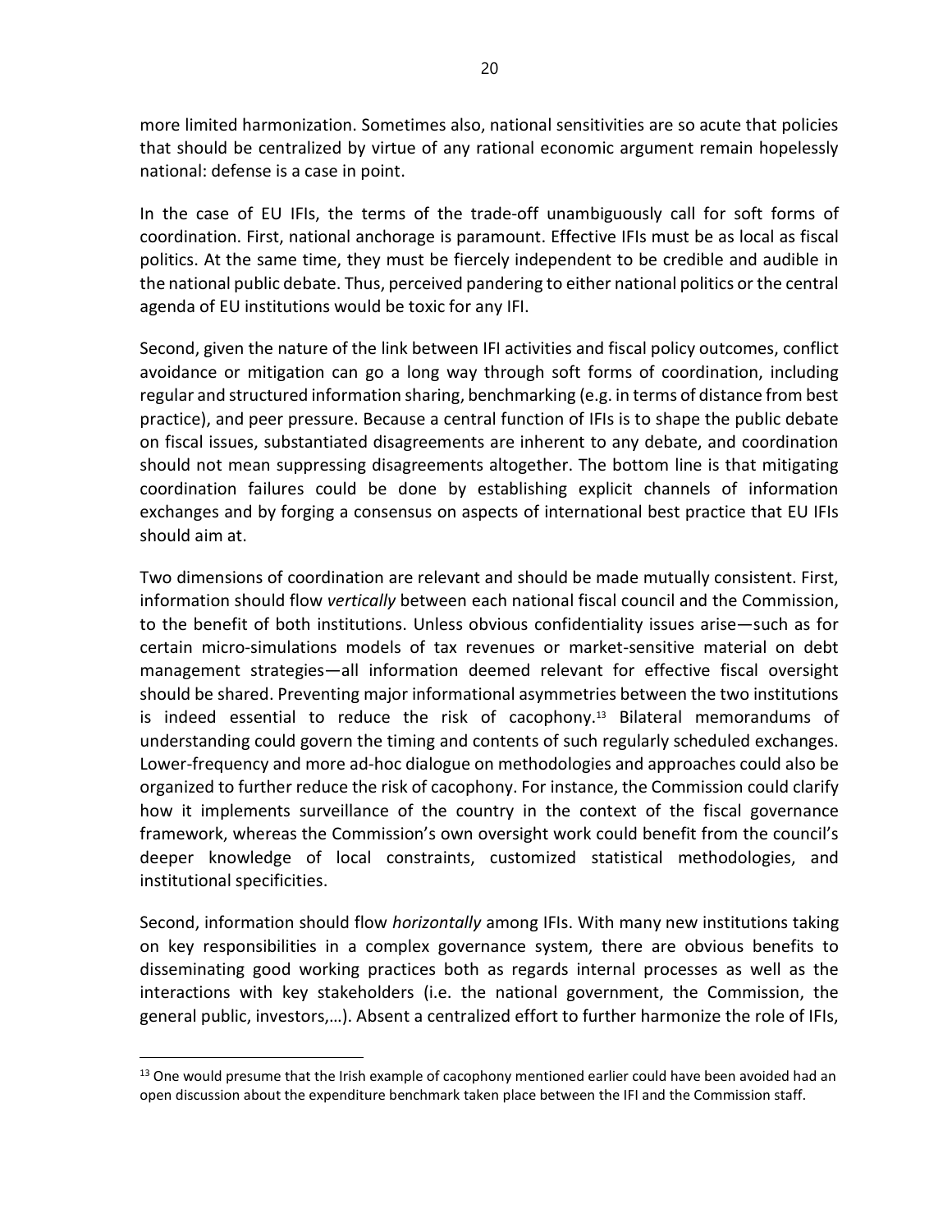more limited harmonization. Sometimes also, national sensitivities are so acute that policies that should be centralized by virtue of any rational economic argument remain hopelessly national: defense is a case in point.

In the case of EU IFIs, the terms of the trade-off unambiguously call for soft forms of coordination. First, national anchorage is paramount. Effective IFIs must be as local as fiscal politics. At the same time, they must be fiercely independent to be credible and audible in the national public debate. Thus, perceived pandering to either national politics or the central agenda of EU institutions would be toxic for any IFI.

Second, given the nature of the link between IFI activities and fiscal policy outcomes, conflict avoidance or mitigation can go a long way through soft forms of coordination, including regular and structured information sharing, benchmarking (e.g. in terms of distance from best practice), and peer pressure. Because a central function of IFIs is to shape the public debate on fiscal issues, substantiated disagreements are inherent to any debate, and coordination should not mean suppressing disagreements altogether. The bottom line is that mitigating coordination failures could be done by establishing explicit channels of information exchanges and by forging a consensus on aspects of international best practice that EU IFIs should aim at.

Two dimensions of coordination are relevant and should be made mutually consistent. First, information should flow *vertically* between each national fiscal council and the Commission, to the benefit of both institutions. Unless obvious confidentiality issues arise—such as for certain micro-simulations models of tax revenues or market-sensitive material on debt management strategies—all information deemed relevant for effective fiscal oversight should be shared. Preventing major informational asymmetries between the two institutions is indeed essential to reduce the risk of cacophony.[13] Bilateral memorandums of understanding could govern the timing and contents of such regularly scheduled exchanges. Lower-frequency and more ad-hoc dialogue on methodologies and approaches could also be organized to further reduce the risk of cacophony. For instance, the Commission could clarify how it implements surveillance of the country in the context of the fiscal governance framework, whereas the Commission's own oversight work could benefit from the council's deeper knowledge of local constraints, customized statistical methodologies, and institutional specificities.

Second, information should flow *horizontally* among IFIs. With many new institutions taking on key responsibilities in a complex governance system, there are obvious benefits to disseminating good working practices both as regards internal processes as well as the interactions with key stakeholders (i.e. the national government, the Commission, the general public, investors,…). Absent a centralized effort to further harmonize the role of IFIs,

[13] One would presume that the Irish example of cacophony mentioned earlier could have been avoided had an open discussion about the expenditure benchmark taken place between the IFI and the Commission staff.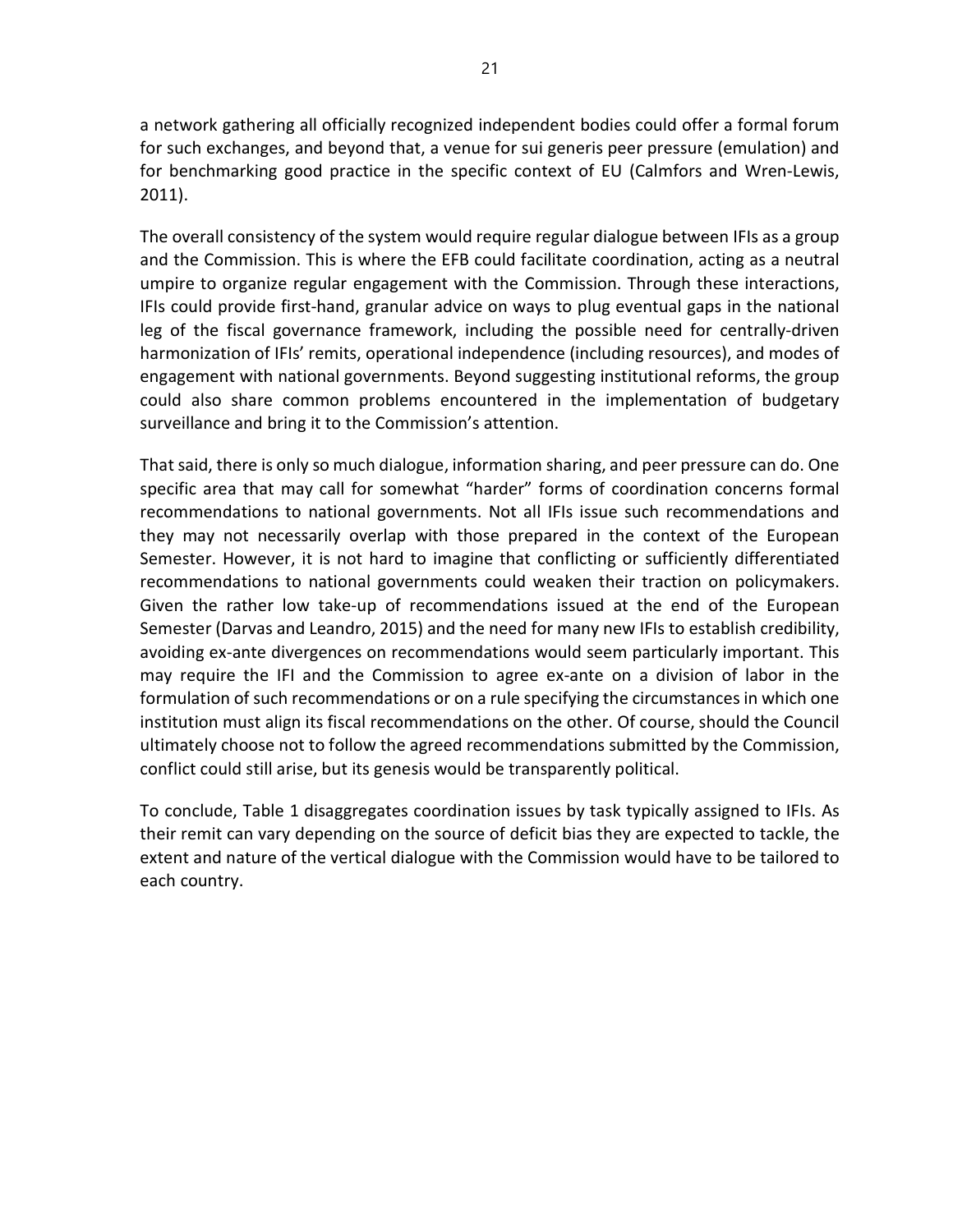a network gathering all officially recognized independent bodies could offer a formal forum for such exchanges, and beyond that, a venue for sui generis peer pressure (emulation) and for benchmarking good practice in the specific context of EU (Calmfors and Wren-Lewis, 2011).

The overall consistency of the system would require regular dialogue between IFIs as a group and the Commission. This is where the EFB could facilitate coordination, acting as a neutral umpire to organize regular engagement with the Commission. Through these interactions, IFIs could provide first-hand, granular advice on ways to plug eventual gaps in the national leg of the fiscal governance framework, including the possible need for centrally-driven harmonization of IFIs' remits, operational independence (including resources), and modes of engagement with national governments. Beyond suggesting institutional reforms, the group could also share common problems encountered in the implementation of budgetary surveillance and bring it to the Commission's attention.

That said, there is only so much dialogue, information sharing, and peer pressure can do. One specific area that may call for somewhat "harder" forms of coordination concerns formal recommendations to national governments. Not all IFIs issue such recommendations and they may not necessarily overlap with those prepared in the context of the European Semester. However, it is not hard to imagine that conflicting or sufficiently differentiated recommendations to national governments could weaken their traction on policymakers. Given the rather low take-up of recommendations issued at the end of the European Semester (Darvas and Leandro, 2015) and the need for many new IFIs to establish credibility, avoiding ex-ante divergences on recommendations would seem particularly important. This may require the IFI and the Commission to agree ex-ante on a division of labor in the formulation of such recommendations or on a rule specifying the circumstances in which one institution must align its fiscal recommendations on the other. Of course, should the Council ultimately choose not to follow the agreed recommendations submitted by the Commission, conflict could still arise, but its genesis would be transparently political.

To conclude, Table 1 disaggregates coordination issues by task typically assigned to IFIs. As their remit can vary depending on the source of deficit bias they are expected to tackle, the extent and nature of the vertical dialogue with the Commission would have to be tailored to each country.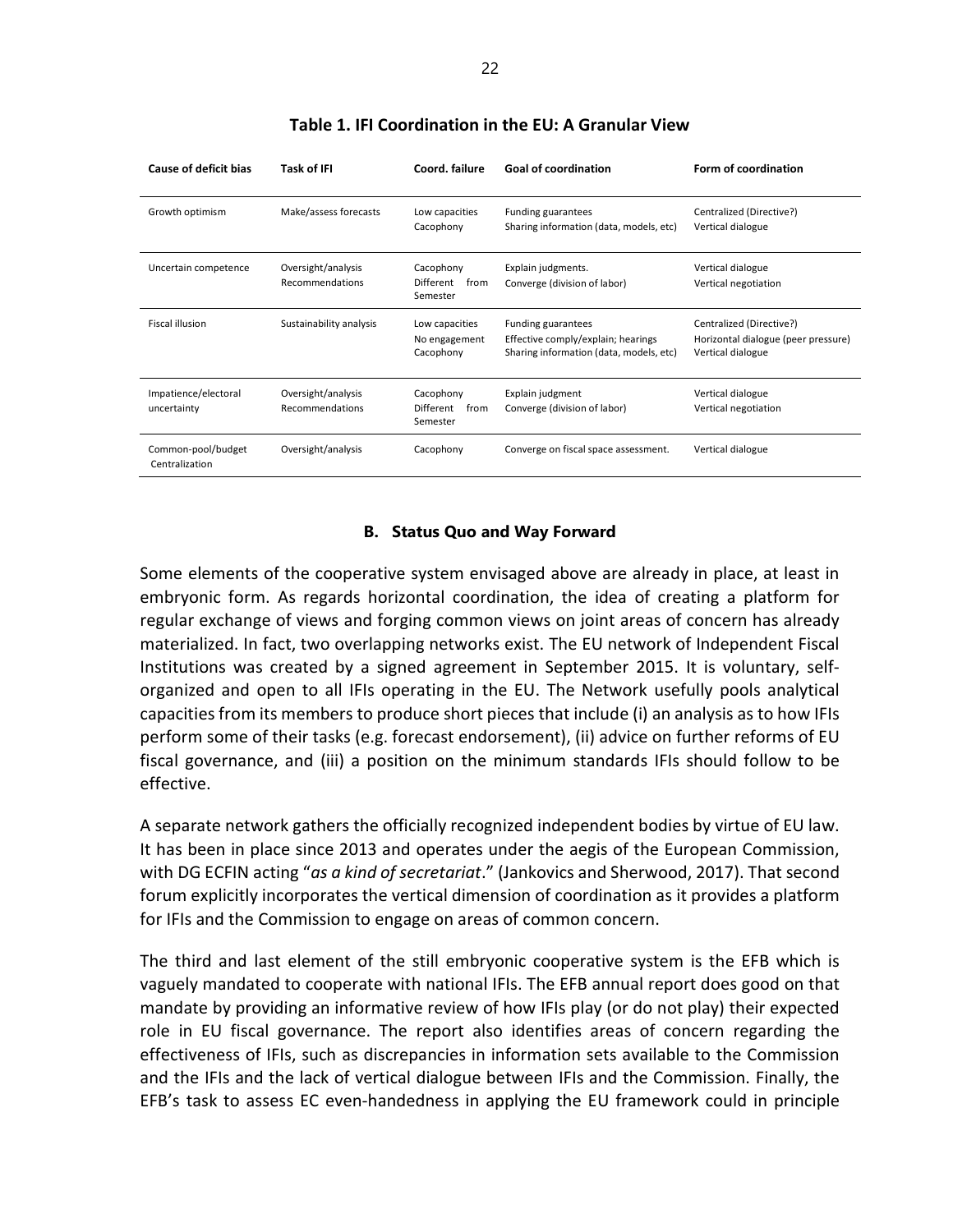**Table 1. IFI Coordination in the EU: A Granular View**

| Cause of deficit bias | Task of IFI | Coord. failure | Goal of coordination | Form of coordination |
|---|---|---|---|---|
| Growth optimism | Make/assess forecasts | Low capacities<br>Cacophony | Funding guarantees<br>Sharing information (data, models, etc) | Centralized (Directive?)<br>Vertical dialogue |
| Uncertain competence | Oversight/analysis<br>Recommendations | Cacophony<br>Different from Semester | Explain judgments.<br>Converge (division of labor) | Vertical dialogue<br>Vertical negotiation |
| Fiscal illusion | Sustainability analysis | Low capacities<br>No engagement<br>Cacophony | Funding guarantees<br>Effective comply/explain; hearings<br>Sharing information (data, models, etc) | Centralized (Directive?)<br>Horizontal dialogue (peer pressure)<br>Vertical dialogue |
| Impatience/electoral uncertainty | Oversight/analysis<br>Recommendations | Cacophony<br>Different from Semester | Explain judgment<br>Converge (division of labor) | Vertical dialogue<br>Vertical negotiation |
| Common-pool/budget Centralization | Oversight/analysis | Cacophony | Converge on fiscal space assessment. | Vertical dialogue |

### B. Status Quo and Way Forward

Some elements of the cooperative system envisaged above are already in place, at least in embryonic form. As regards horizontal coordination, the idea of creating a platform for regular exchange of views and forging common views on joint areas of concern has already materialized. In fact, two overlapping networks exist. The EU network of Independent Fiscal Institutions was created by a signed agreement in September 2015. It is voluntary, self-organized and open to all IFIs operating in the EU. The Network usefully pools analytical capacities from its members to produce short pieces that include (i) an analysis as to how IFIs perform some of their tasks (e.g. forecast endorsement), (ii) advice on further reforms of EU fiscal governance, and (iii) a position on the minimum standards IFIs should follow to be effective.

A separate network gathers the officially recognized independent bodies by virtue of EU law. It has been in place since 2013 and operates under the aegis of the European Commission, with DG ECFIN acting "*as a kind of secretariat*." (Jankovics and Sherwood, 2017). That second forum explicitly incorporates the vertical dimension of coordination as it provides a platform for IFIs and the Commission to engage on areas of common concern.

The third and last element of the still embryonic cooperative system is the EFB which is vaguely mandated to cooperate with national IFIs. The EFB annual report does good on that mandate by providing an informative review of how IFIs play (or do not play) their expected role in EU fiscal governance. The report also identifies areas of concern regarding the effectiveness of IFIs, such as discrepancies in information sets available to the Commission and the IFIs and the lack of vertical dialogue between IFIs and the Commission. Finally, the EFB's task to assess EC even-handedness in applying the EU framework could in principle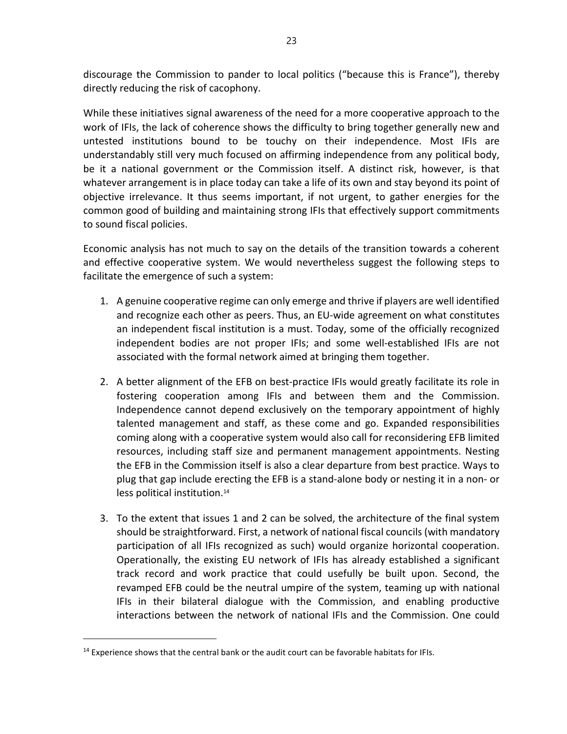discourage the Commission to pander to local politics ("because this is France"), thereby directly reducing the risk of cacophony.

While these initiatives signal awareness of the need for a more cooperative approach to the work of IFIs, the lack of coherence shows the difficulty to bring together generally new and untested institutions bound to be touchy on their independence. Most IFIs are understandably still very much focused on affirming independence from any political body, be it a national government or the Commission itself. A distinct risk, however, is that whatever arrangement is in place today can take a life of its own and stay beyond its point of objective irrelevance. It thus seems important, if not urgent, to gather energies for the common good of building and maintaining strong IFIs that effectively support commitments to sound fiscal policies.

Economic analysis has not much to say on the details of the transition towards a coherent and effective cooperative system. We would nevertheless suggest the following steps to facilitate the emergence of such a system:

1. A genuine cooperative regime can only emerge and thrive if players are well identified and recognize each other as peers. Thus, an EU-wide agreement on what constitutes an independent fiscal institution is a must. Today, some of the officially recognized independent bodies are not proper IFIs; and some well-established IFIs are not associated with the formal network aimed at bringing them together.

2. A better alignment of the EFB on best-practice IFIs would greatly facilitate its role in fostering cooperation among IFIs and between them and the Commission. Independence cannot depend exclusively on the temporary appointment of highly talented management and staff, as these come and go. Expanded responsibilities coming along with a cooperative system would also call for reconsidering EFB limited resources, including staff size and permanent management appointments. Nesting the EFB in the Commission itself is also a clear departure from best practice. Ways to plug that gap include erecting the EFB is a stand-alone body or nesting it in a non- or less political institution.[14]

3. To the extent that issues 1 and 2 can be solved, the architecture of the final system should be straightforward. First, a network of national fiscal councils (with mandatory participation of all IFIs recognized as such) would organize horizontal cooperation. Operationally, the existing EU network of IFIs has already established a significant track record and work practice that could usefully be built upon. Second, the revamped EFB could be the neutral umpire of the system, teaming up with national IFIs in their bilateral dialogue with the Commission, and enabling productive interactions between the network of national IFIs and the Commission. One could

[14] Experience shows that the central bank or the audit court can be favorable habitats for IFIs.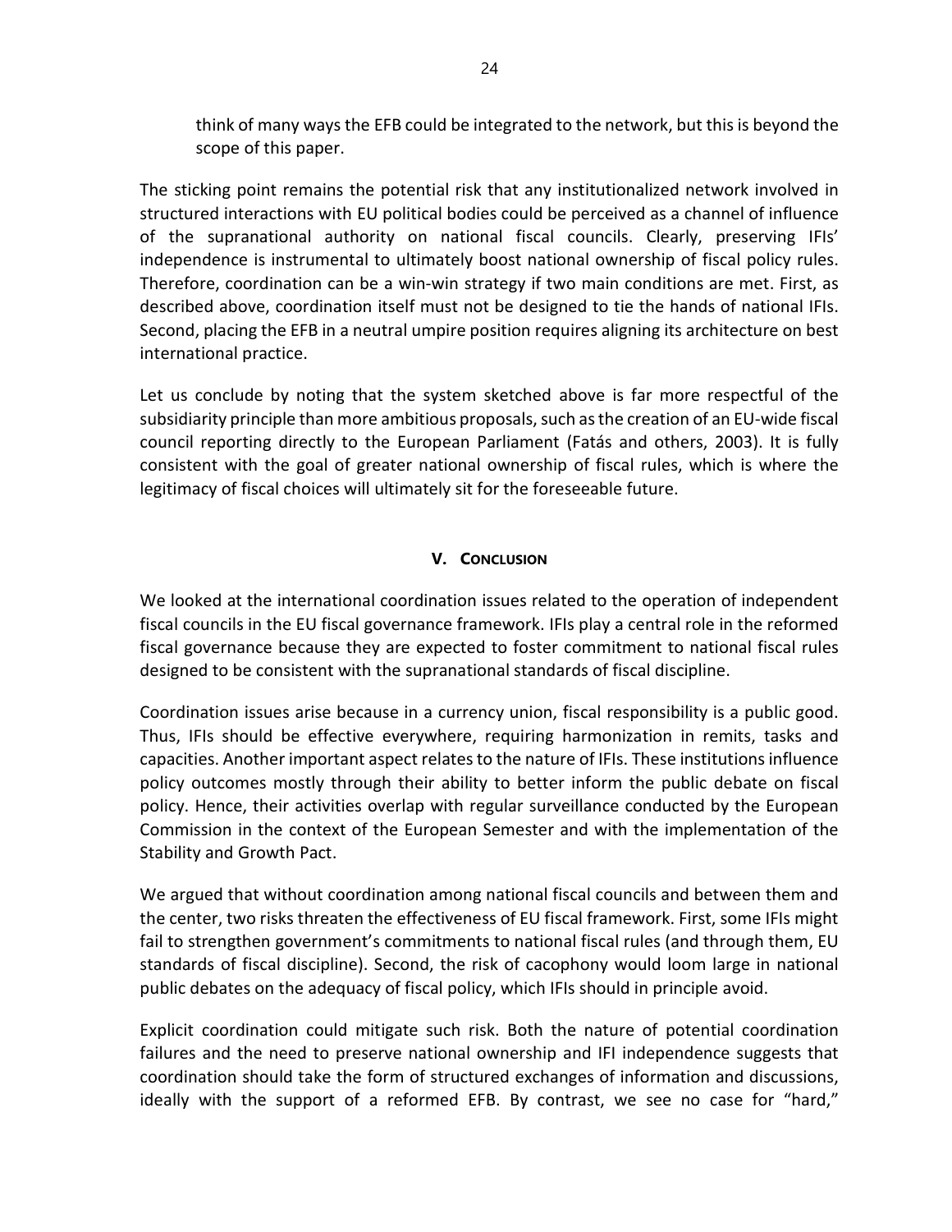think of many ways the EFB could be integrated to the network, but this is beyond the scope of this paper.

The sticking point remains the potential risk that any institutionalized network involved in structured interactions with EU political bodies could be perceived as a channel of influence of the supranational authority on national fiscal councils. Clearly, preserving IFIs' independence is instrumental to ultimately boost national ownership of fiscal policy rules. Therefore, coordination can be a win-win strategy if two main conditions are met. First, as described above, coordination itself must not be designed to tie the hands of national IFIs. Second, placing the EFB in a neutral umpire position requires aligning its architecture on best international practice.

Let us conclude by noting that the system sketched above is far more respectful of the subsidiarity principle than more ambitious proposals, such as the creation of an EU-wide fiscal council reporting directly to the European Parliament (Fatás and others, 2003). It is fully consistent with the goal of greater national ownership of fiscal rules, which is where the legitimacy of fiscal choices will ultimately sit for the foreseeable future.

## V. Conclusion

We looked at the international coordination issues related to the operation of independent fiscal councils in the EU fiscal governance framework. IFIs play a central role in the reformed fiscal governance because they are expected to foster commitment to national fiscal rules designed to be consistent with the supranational standards of fiscal discipline.

Coordination issues arise because in a currency union, fiscal responsibility is a public good. Thus, IFIs should be effective everywhere, requiring harmonization in remits, tasks and capacities. Another important aspect relates to the nature of IFIs. These institutions influence policy outcomes mostly through their ability to better inform the public debate on fiscal policy. Hence, their activities overlap with regular surveillance conducted by the European Commission in the context of the European Semester and with the implementation of the Stability and Growth Pact.

We argued that without coordination among national fiscal councils and between them and the center, two risks threaten the effectiveness of EU fiscal framework. First, some IFIs might fail to strengthen government's commitments to national fiscal rules (and through them, EU standards of fiscal discipline). Second, the risk of cacophony would loom large in national public debates on the adequacy of fiscal policy, which IFIs should in principle avoid.

Explicit coordination could mitigate such risk. Both the nature of potential coordination failures and the need to preserve national ownership and IFI independence suggests that coordination should take the form of structured exchanges of information and discussions, ideally with the support of a reformed EFB. By contrast, we see no case for "hard,"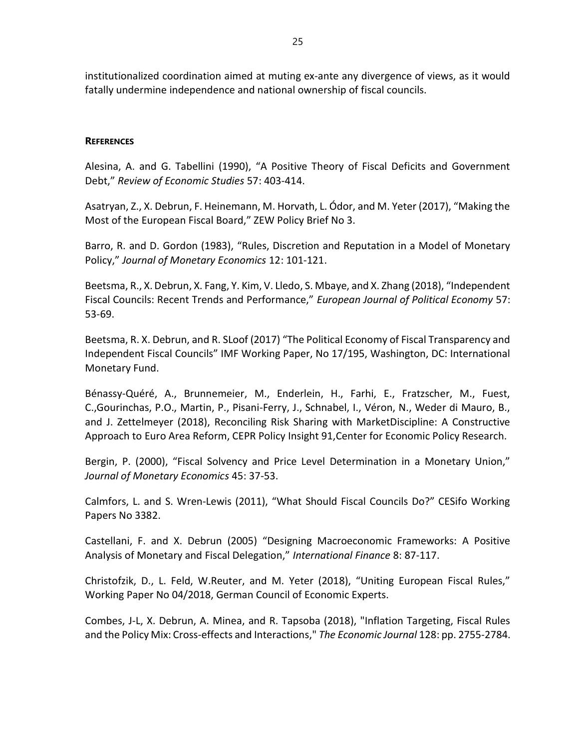institutionalized coordination aimed at muting ex-ante any divergence of views, as it would fatally undermine independence and national ownership of fiscal councils.

## References

Alesina, A. and G. Tabellini (1990), "A Positive Theory of Fiscal Deficits and Government Debt," *Review of Economic Studies* 57: 403-414.

Asatryan, Z., X. Debrun, F. Heinemann, M. Horvath, L. Ódor, and M. Yeter (2017), "Making the Most of the European Fiscal Board," ZEW Policy Brief No 3.

Barro, R. and D. Gordon (1983), "Rules, Discretion and Reputation in a Model of Monetary Policy," *Journal of Monetary Economics* 12: 101-121.

Beetsma, R., X. Debrun, X. Fang, Y. Kim, V. Lledo, S. Mbaye, and X. Zhang (2018), "Independent Fiscal Councils: Recent Trends and Performance," *European Journal of Political Economy* 57: 53-69.

Beetsma, R. X. Debrun, and R. SLoof (2017) "The Political Economy of Fiscal Transparency and Independent Fiscal Councils" IMF Working Paper, No 17/195, Washington, DC: International Monetary Fund.

Bénassy-Quéré, A., Brunnemeier, M., Enderlein, H., Farhi, E., Fratzscher, M., Fuest, C.,Gourinchas, P.O., Martin, P., Pisani-Ferry, J., Schnabel, I., Véron, N., Weder di Mauro, B., and J. Zettelmeyer (2018), Reconciling Risk Sharing with MarketDiscipline: A Constructive Approach to Euro Area Reform, CEPR Policy Insight 91,Center for Economic Policy Research.

Bergin, P. (2000), "Fiscal Solvency and Price Level Determination in a Monetary Union," *Journal of Monetary Economics* 45: 37-53.

Calmfors, L. and S. Wren-Lewis (2011), "What Should Fiscal Councils Do?" CESifo Working Papers No 3382.

Castellani, F. and X. Debrun (2005) "Designing Macroeconomic Frameworks: A Positive Analysis of Monetary and Fiscal Delegation," *International Finance* 8: 87-117.

Christofzik, D., L. Feld, W.Reuter, and M. Yeter (2018), "Uniting European Fiscal Rules," Working Paper No 04/2018, German Council of Economic Experts.

Combes, J-L, X. Debrun, A. Minea, and R. Tapsoba (2018), "Inflation Targeting, Fiscal Rules and the Policy Mix: Cross-effects and Interactions," *The Economic Journal* 128: pp. 2755-2784.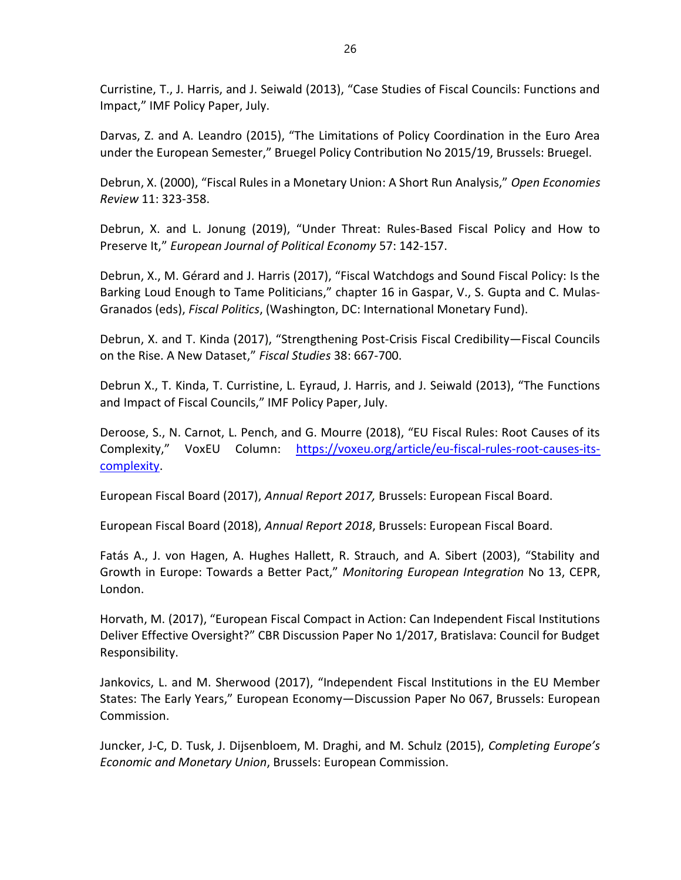Curristine, T., J. Harris, and J. Seiwald (2013), “Case Studies of Fiscal Councils: Functions and Impact,” IMF Policy Paper, July.

Darvas, Z. and A. Leandro (2015), “The Limitations of Policy Coordination in the Euro Area under the European Semester,” Bruegel Policy Contribution No 2015/19, Brussels: Bruegel.

Debrun, X. (2000), “Fiscal Rules in a Monetary Union: A Short Run Analysis,” *Open Economies Review* 11: 323-358.

Debrun, X. and L. Jonung (2019), “Under Threat: Rules-Based Fiscal Policy and How to Preserve It,” *European Journal of Political Economy* 57: 142-157.

Debrun, X., M. Gérard and J. Harris (2017), “Fiscal Watchdogs and Sound Fiscal Policy: Is the Barking Loud Enough to Tame Politicians,” chapter 16 in Gaspar, V., S. Gupta and C. Mulas-Granados (eds), *Fiscal Politics*, (Washington, DC: International Monetary Fund).

Debrun, X. and T. Kinda (2017), “Strengthening Post-Crisis Fiscal Credibility—Fiscal Councils on the Rise. A New Dataset,” *Fiscal Studies* 38: 667-700.

Debrun X., T. Kinda, T. Curristine, L. Eyraud, J. Harris, and J. Seiwald (2013), “The Functions and Impact of Fiscal Councils,” IMF Policy Paper, July.

Deroose, S., N. Carnot, L. Pench, and G. Mourre (2018), “EU Fiscal Rules: Root Causes of its Complexity,” VoxEU Column: [https://voxeu.org/article/eu-fiscal-rules-root-causes-its-complexity](https://voxeu.org/article/eu-fiscal-rules-root-causes-its-complexity).

European Fiscal Board (2017), *Annual Report 2017,* Brussels: European Fiscal Board.

European Fiscal Board (2018), *Annual Report 2018*, Brussels: European Fiscal Board.

Fatás A., J. von Hagen, A. Hughes Hallett, R. Strauch, and A. Sibert (2003), “Stability and Growth in Europe: Towards a Better Pact,” *Monitoring European Integration* No 13, CEPR, London.

Horvath, M. (2017), “European Fiscal Compact in Action: Can Independent Fiscal Institutions Deliver Effective Oversight?” CBR Discussion Paper No 1/2017, Bratislava: Council for Budget Responsibility.

Jankovics, L. and M. Sherwood (2017), “Independent Fiscal Institutions in the EU Member States: The Early Years,” European Economy—Discussion Paper No 067, Brussels: European Commission.

Juncker, J-C, D. Tusk, J. Dijsenbloem, M. Draghi, and M. Schulz (2015), *Completing Europe's Economic and Monetary Union*, Brussels: European Commission.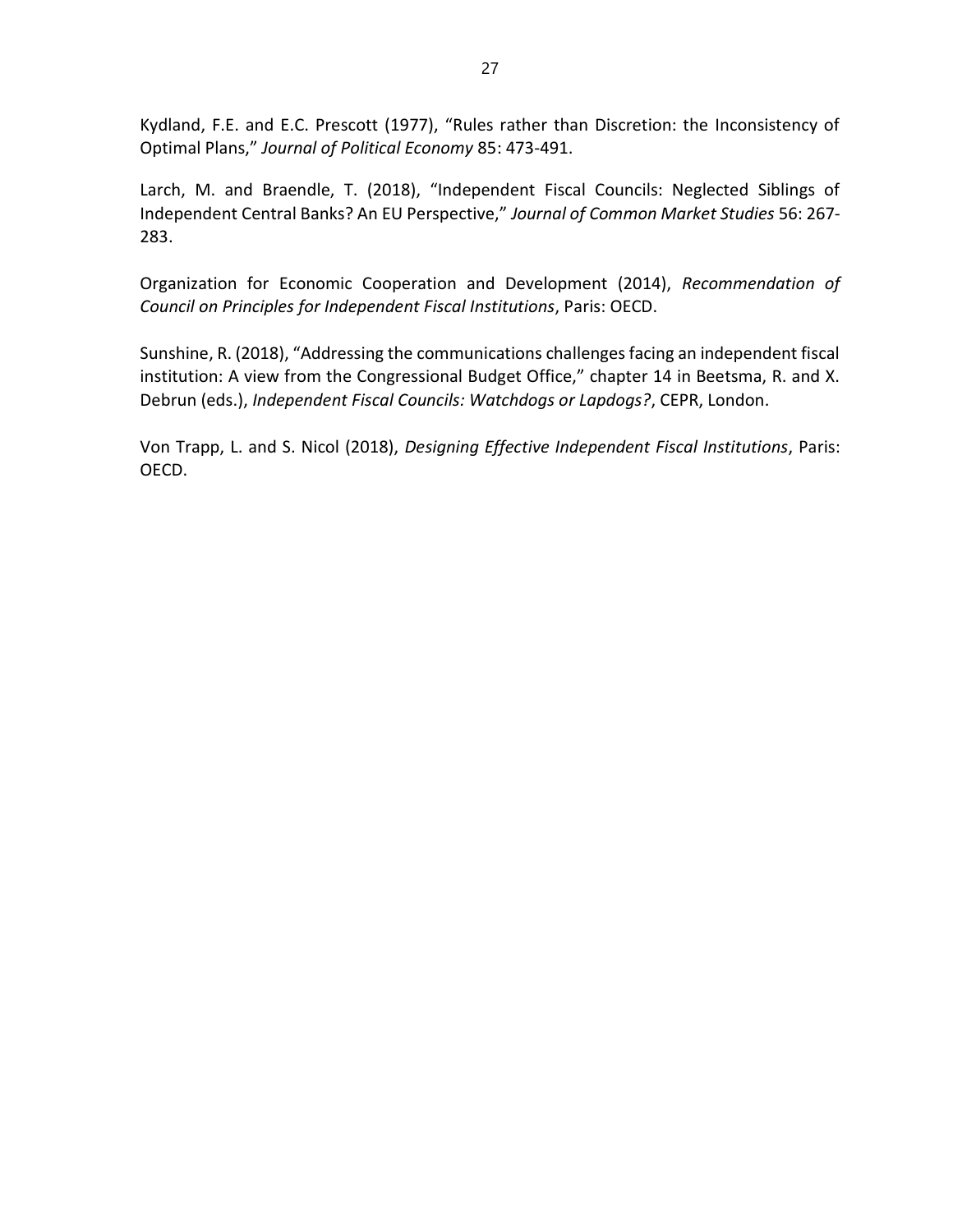Kydland, F.E. and E.C. Prescott (1977), "Rules rather than Discretion: the Inconsistency of Optimal Plans," *Journal of Political Economy* 85: 473-491.

Larch, M. and Braendle, T. (2018), "Independent Fiscal Councils: Neglected Siblings of Independent Central Banks? An EU Perspective," *Journal of Common Market Studies* 56: 267-283.

Organization for Economic Cooperation and Development (2014), *Recommendation of Council on Principles for Independent Fiscal Institutions*, Paris: OECD.

Sunshine, R. (2018), "Addressing the communications challenges facing an independent fiscal institution: A view from the Congressional Budget Office," chapter 14 in Beetsma, R. and X. Debrun (eds.), *Independent Fiscal Councils: Watchdogs or Lapdogs?*, CEPR, London.

Von Trapp, L. and S. Nicol (2018), *Designing Effective Independent Fiscal Institutions*, Paris: OECD.